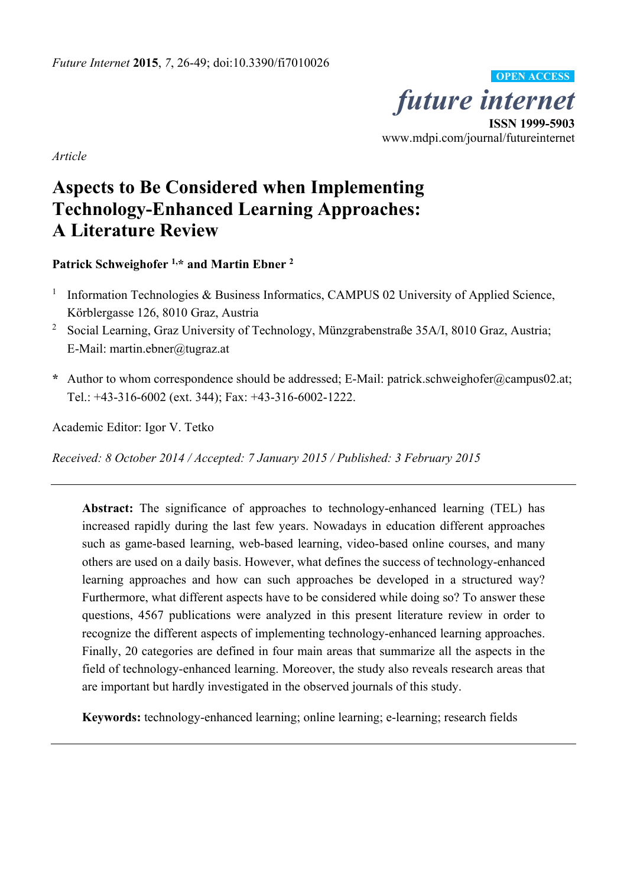*Article*

# Aspects to Be Considered when Implementing Technology-Enhanced Learning Approaches: A Literature Review

**Patrick Schweighofer [1,*] and Martin Ebner [2]**

[1] Information Technologies & Business Informatics, CAMPUS 02 University of Applied Science, Körblergasse 126, 8010 Graz, Austria

[2] Social Learning, Graz University of Technology, Münzgrabenstraße 35A/I, 8010 Graz, Austria; E-Mail: martin.ebner@tugraz.at

**\*** Author to whom correspondence should be addressed; E-Mail: patrick.schweighofer@campus02.at; Tel.: +43-316-6002 (ext. 344); Fax: +43-316-6002-1222.

Academic Editor: Igor V. Tetko

*Received: 8 October 2014 / Accepted: 7 January 2015 / Published: 3 February 2015*

---

**Abstract:** The significance of approaches to technology-enhanced learning (TEL) has increased rapidly during the last few years. Nowadays in education different approaches such as game-based learning, web-based learning, video-based online courses, and many others are used on a daily basis. However, what defines the success of technology-enhanced learning approaches and how can such approaches be developed in a structured way? Furthermore, what different aspects have to be considered while doing so? To answer these questions, 4567 publications were analyzed in this present literature review in order to recognize the different aspects of implementing technology-enhanced learning approaches. Finally, 20 categories are defined in four main areas that summarize all the aspects in the field of technology-enhanced learning. Moreover, the study also reveals research areas that are important but hardly investigated in the observed journals of this study.

**Keywords:** technology-enhanced learning; online learning; e-learning; research fields

---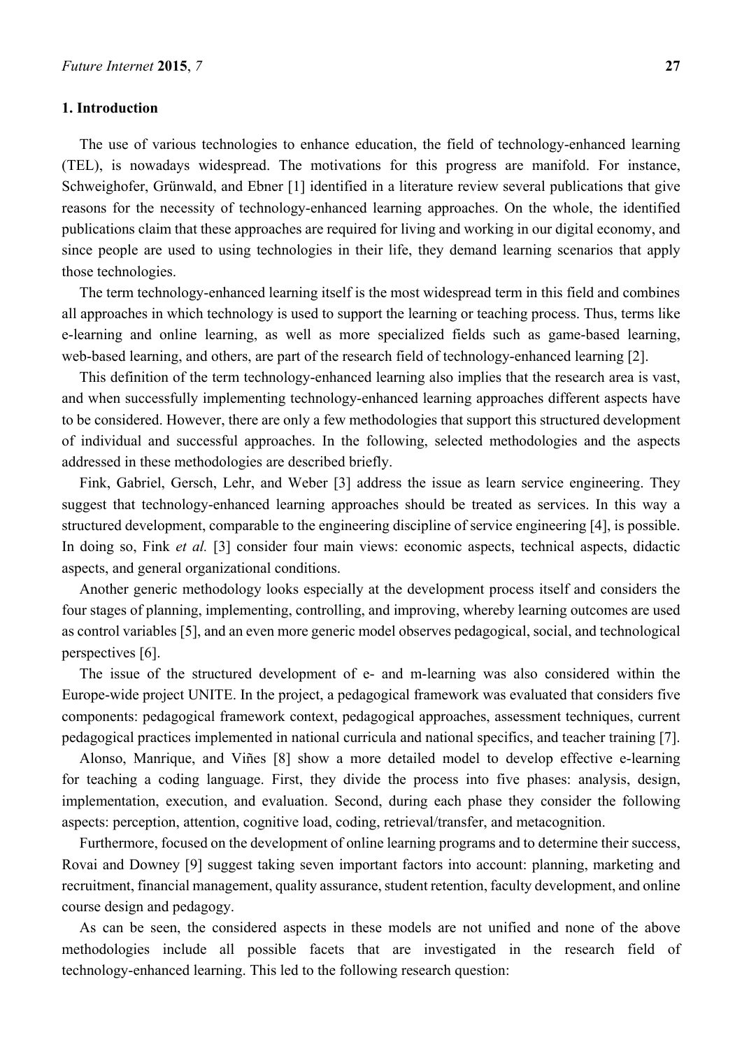## 1. Introduction

The use of various technologies to enhance education, the field of technology-enhanced learning (TEL), is nowadays widespread. The motivations for this progress are manifold. For instance, Schweighofer, Grünwald, and Ebner [1] identified in a literature review several publications that give reasons for the necessity of technology-enhanced learning approaches. On the whole, the identified publications claim that these approaches are required for living and working in our digital economy, and since people are used to using technologies in their life, they demand learning scenarios that apply those technologies.

The term technology-enhanced learning itself is the most widespread term in this field and combines all approaches in which technology is used to support the learning or teaching process. Thus, terms like e-learning and online learning, as well as more specialized fields such as game-based learning, web-based learning, and others, are part of the research field of technology-enhanced learning [2].

This definition of the term technology-enhanced learning also implies that the research area is vast, and when successfully implementing technology-enhanced learning approaches different aspects have to be considered. However, there are only a few methodologies that support this structured development of individual and successful approaches. In the following, selected methodologies and the aspects addressed in these methodologies are described briefly.

Fink, Gabriel, Gersch, Lehr, and Weber [3] address the issue as learn service engineering. They suggest that technology-enhanced learning approaches should be treated as services. In this way a structured development, comparable to the engineering discipline of service engineering [4], is possible. In doing so, Fink *et al.* [3] consider four main views: economic aspects, technical aspects, didactic aspects, and general organizational conditions.

Another generic methodology looks especially at the development process itself and considers the four stages of planning, implementing, controlling, and improving, whereby learning outcomes are used as control variables [5], and an even more generic model observes pedagogical, social, and technological perspectives [6].

The issue of the structured development of e- and m-learning was also considered within the Europe-wide project UNITE. In the project, a pedagogical framework was evaluated that considers five components: pedagogical framework context, pedagogical approaches, assessment techniques, current pedagogical practices implemented in national curricula and national specifics, and teacher training [7].

Alonso, Manrique, and Viñes [8] show a more detailed model to develop effective e-learning for teaching a coding language. First, they divide the process into five phases: analysis, design, implementation, execution, and evaluation. Second, during each phase they consider the following aspects: perception, attention, cognitive load, coding, retrieval/transfer, and metacognition.

Furthermore, focused on the development of online learning programs and to determine their success, Rovai and Downey [9] suggest taking seven important factors into account: planning, marketing and recruitment, financial management, quality assurance, student retention, faculty development, and online course design and pedagogy.

As can be seen, the considered aspects in these models are not unified and none of the above methodologies include all possible facets that are investigated in the research field of technology-enhanced learning. This led to the following research question: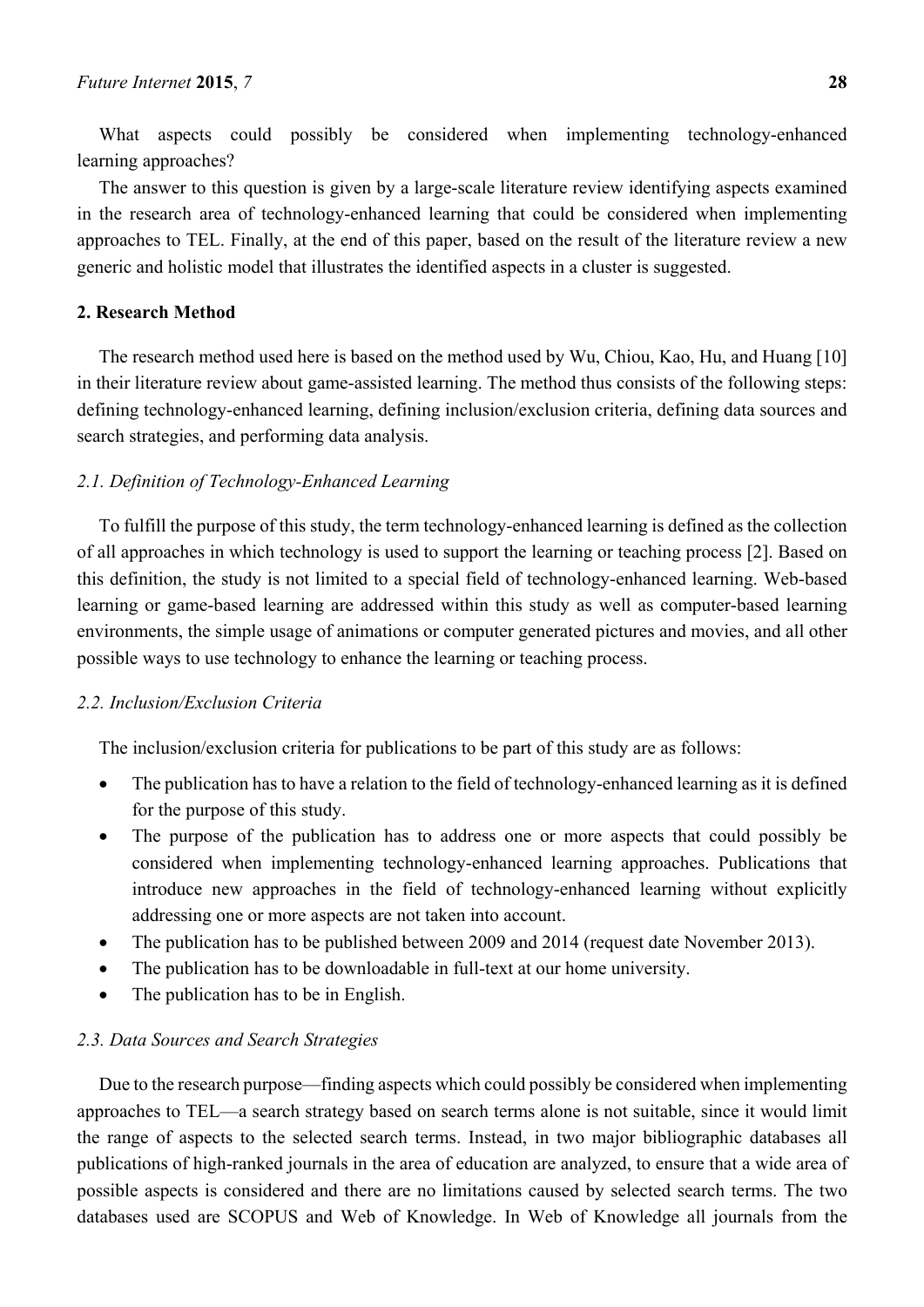What aspects could possibly be considered when implementing technology-enhanced learning approaches?

The answer to this question is given by a large-scale literature review identifying aspects examined in the research area of technology-enhanced learning that could be considered when implementing approaches to TEL. Finally, at the end of this paper, based on the result of the literature review a new generic and holistic model that illustrates the identified aspects in a cluster is suggested.

## 2. Research Method

The research method used here is based on the method used by Wu, Chiou, Kao, Hu, and Huang [10] in their literature review about game-assisted learning. The method thus consists of the following steps: defining technology-enhanced learning, defining inclusion/exclusion criteria, defining data sources and search strategies, and performing data analysis.

### *2.1. Definition of Technology-Enhanced Learning*

To fulfill the purpose of this study, the term technology-enhanced learning is defined as the collection of all approaches in which technology is used to support the learning or teaching process [2]. Based on this definition, the study is not limited to a special field of technology-enhanced learning. Web-based learning or game-based learning are addressed within this study as well as computer-based learning environments, the simple usage of animations or computer generated pictures and movies, and all other possible ways to use technology to enhance the learning or teaching process.

### *2.2. Inclusion/Exclusion Criteria*

The inclusion/exclusion criteria for publications to be part of this study are as follows:

- The publication has to have a relation to the field of technology-enhanced learning as it is defined for the purpose of this study.
- The purpose of the publication has to address one or more aspects that could possibly be considered when implementing technology-enhanced learning approaches. Publications that introduce new approaches in the field of technology-enhanced learning without explicitly addressing one or more aspects are not taken into account.
- The publication has to be published between 2009 and 2014 (request date November 2013).
- The publication has to be downloadable in full-text at our home university.
- The publication has to be in English.

### *2.3. Data Sources and Search Strategies*

Due to the research purpose—finding aspects which could possibly be considered when implementing approaches to TEL—a search strategy based on search terms alone is not suitable, since it would limit the range of aspects to the selected search terms. Instead, in two major bibliographic databases all publications of high-ranked journals in the area of education are analyzed, to ensure that a wide area of possible aspects is considered and there are no limitations caused by selected search terms. The two databases used are SCOPUS and Web of Knowledge. In Web of Knowledge all journals from the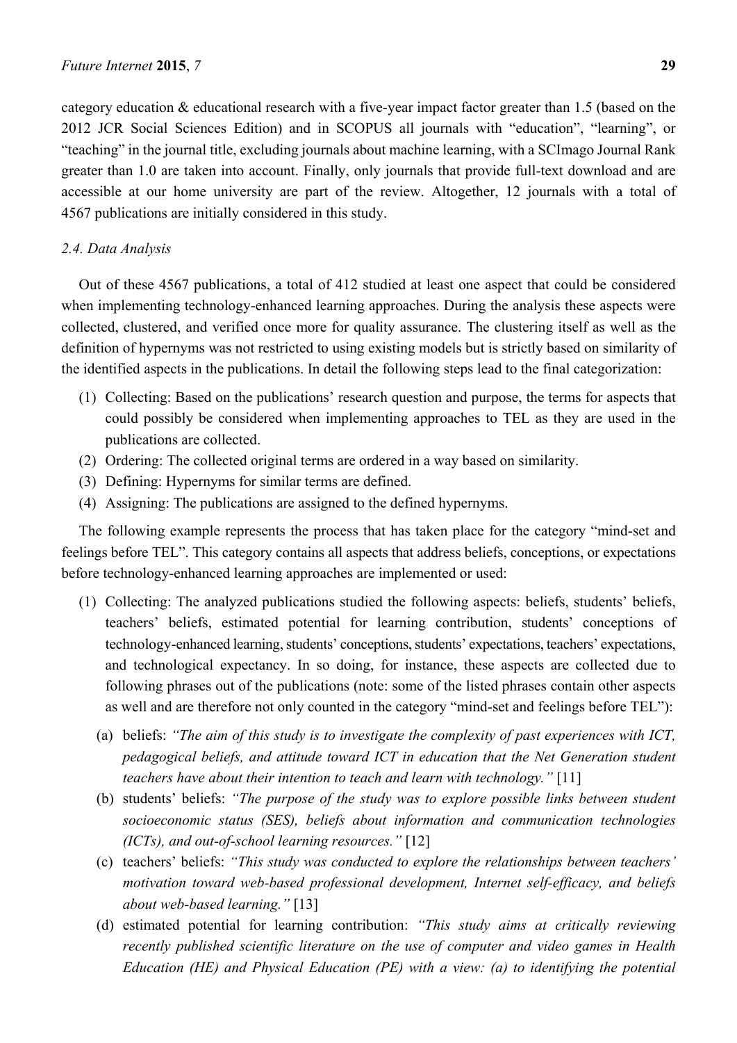category education & educational research with a five-year impact factor greater than 1.5 (based on the 2012 JCR Social Sciences Edition) and in SCOPUS all journals with "education", "learning", or "teaching" in the journal title, excluding journals about machine learning, with a SCImago Journal Rank greater than 1.0 are taken into account. Finally, only journals that provide full-text download and are accessible at our home university are part of the review. Altogether, 12 journals with a total of 4567 publications are initially considered in this study.

### *2.4. Data Analysis*

Out of these 4567 publications, a total of 412 studied at least one aspect that could be considered when implementing technology-enhanced learning approaches. During the analysis these aspects were collected, clustered, and verified once more for quality assurance. The clustering itself as well as the definition of hypernyms was not restricted to using existing models but is strictly based on similarity of the identified aspects in the publications. In detail the following steps lead to the final categorization:

(1) Collecting: Based on the publications' research question and purpose, the terms for aspects that could possibly be considered when implementing approaches to TEL as they are used in the publications are collected.
(2) Ordering: The collected original terms are ordered in a way based on similarity.
(3) Defining: Hypernyms for similar terms are defined.
(4) Assigning: The publications are assigned to the defined hypernyms.

The following example represents the process that has taken place for the category "mind-set and feelings before TEL". This category contains all aspects that address beliefs, conceptions, or expectations before technology-enhanced learning approaches are implemented or used:

(1) Collecting: The analyzed publications studied the following aspects: beliefs, students' beliefs, teachers' beliefs, estimated potential for learning contribution, students' conceptions of technology-enhanced learning, students' conceptions, students' expectations, teachers' expectations, and technological expectancy. In so doing, for instance, these aspects are collected due to following phrases out of the publications (note: some of the listed phrases contain other aspects as well and are therefore not only counted in the category "mind-set and feelings before TEL"):
    (a) beliefs: *"The aim of this study is to investigate the complexity of past experiences with ICT, pedagogical beliefs, and attitude toward ICT in education that the Net Generation student teachers have about their intention to teach and learn with technology."* [11]
    (b) students' beliefs: *"The purpose of the study was to explore possible links between student socioeconomic status (SES), beliefs about information and communication technologies (ICTs), and out-of-school learning resources."* [12]
    (c) teachers' beliefs: *"This study was conducted to explore the relationships between teachers' motivation toward web-based professional development, Internet self-efficacy, and beliefs about web-based learning."* [13]
    (d) estimated potential for learning contribution: *"This study aims at critically reviewing recently published scientific literature on the use of computer and video games in Health Education (HE) and Physical Education (PE) with a view: (a) to identifying the potential*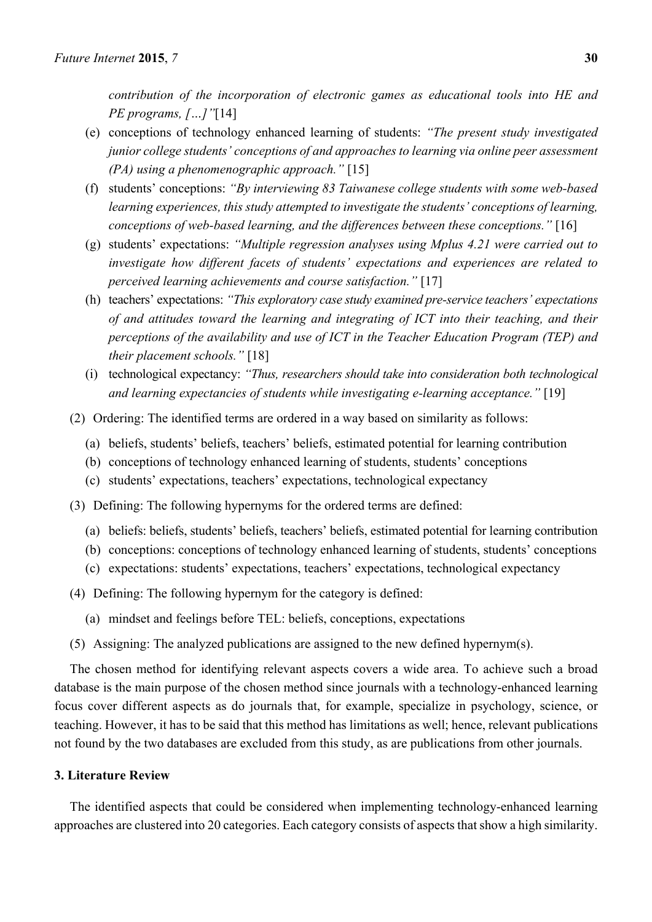*contribution of the incorporation of electronic games as educational tools into HE and PE programs, […]"*[14]

(e) conceptions of technology enhanced learning of students: *"The present study investigated junior college students' conceptions of and approaches to learning via online peer assessment (PA) using a phenomenographic approach."* [15]

(f) students' conceptions: *"By interviewing 83 Taiwanese college students with some web-based learning experiences, this study attempted to investigate the students' conceptions of learning, conceptions of web-based learning, and the differences between these conceptions."* [16]

(g) students' expectations: *"Multiple regression analyses using Mplus 4.21 were carried out to investigate how different facets of students' expectations and experiences are related to perceived learning achievements and course satisfaction."* [17]

(h) teachers' expectations: *"This exploratory case study examined pre-service teachers' expectations of and attitudes toward the learning and integrating of ICT into their teaching, and their perceptions of the availability and use of ICT in the Teacher Education Program (TEP) and their placement schools."* [18]

(i) technological expectancy: *"Thus, researchers should take into consideration both technological and learning expectancies of students while investigating e-learning acceptance."* [19]

(2) Ordering: The identified terms are ordered in a way based on similarity as follows:

(a) beliefs, students' beliefs, teachers' beliefs, estimated potential for learning contribution
(b) conceptions of technology enhanced learning of students, students' conceptions
(c) students' expectations, teachers' expectations, technological expectancy

(3) Defining: The following hypernyms for the ordered terms are defined:

(a) beliefs: beliefs, students' beliefs, teachers' beliefs, estimated potential for learning contribution
(b) conceptions: conceptions of technology enhanced learning of students, students' conceptions
(c) expectations: students' expectations, teachers' expectations, technological expectancy

(4) Defining: The following hypernym for the category is defined:

(a) mindset and feelings before TEL: beliefs, conceptions, expectations

(5) Assigning: The analyzed publications are assigned to the new defined hypernym(s).

The chosen method for identifying relevant aspects covers a wide area. To achieve such a broad database is the main purpose of the chosen method since journals with a technology-enhanced learning focus cover different aspects as do journals that, for example, specialize in psychology, science, or teaching. However, it has to be said that this method has limitations as well; hence, relevant publications not found by the two databases are excluded from this study, as are publications from other journals.

## 3. Literature Review

The identified aspects that could be considered when implementing technology-enhanced learning approaches are clustered into 20 categories. Each category consists of aspects that show a high similarity.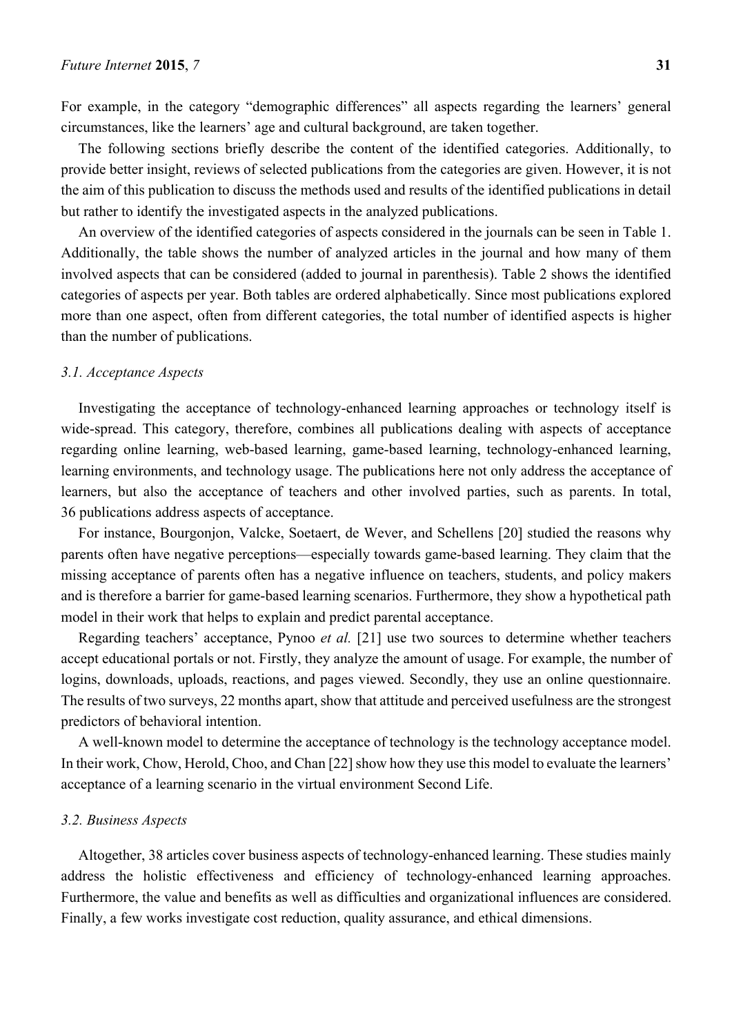For example, in the category "demographic differences" all aspects regarding the learners' general circumstances, like the learners' age and cultural background, are taken together.

The following sections briefly describe the content of the identified categories. Additionally, to provide better insight, reviews of selected publications from the categories are given. However, it is not the aim of this publication to discuss the methods used and results of the identified publications in detail but rather to identify the investigated aspects in the analyzed publications.

An overview of the identified categories of aspects considered in the journals can be seen in Table 1. Additionally, the table shows the number of analyzed articles in the journal and how many of them involved aspects that can be considered (added to journal in parenthesis). Table 2 shows the identified categories of aspects per year. Both tables are ordered alphabetically. Since most publications explored more than one aspect, often from different categories, the total number of identified aspects is higher than the number of publications.

### *3.1. Acceptance Aspects*

Investigating the acceptance of technology-enhanced learning approaches or technology itself is wide-spread. This category, therefore, combines all publications dealing with aspects of acceptance regarding online learning, web-based learning, game-based learning, technology-enhanced learning, learning environments, and technology usage. The publications here not only address the acceptance of learners, but also the acceptance of teachers and other involved parties, such as parents. In total, 36 publications address aspects of acceptance.

For instance, Bourgonjon, Valcke, Soetaert, de Wever, and Schellens [20] studied the reasons why parents often have negative perceptions—especially towards game-based learning. They claim that the missing acceptance of parents often has a negative influence on teachers, students, and policy makers and is therefore a barrier for game-based learning scenarios. Furthermore, they show a hypothetical path model in their work that helps to explain and predict parental acceptance.

Regarding teachers' acceptance, Pynoo *et al.* [21] use two sources to determine whether teachers accept educational portals or not. Firstly, they analyze the amount of usage. For example, the number of logins, downloads, uploads, reactions, and pages viewed. Secondly, they use an online questionnaire. The results of two surveys, 22 months apart, show that attitude and perceived usefulness are the strongest predictors of behavioral intention.

A well-known model to determine the acceptance of technology is the technology acceptance model. In their work, Chow, Herold, Choo, and Chan [22] show how they use this model to evaluate the learners' acceptance of a learning scenario in the virtual environment Second Life.

### *3.2. Business Aspects*

Altogether, 38 articles cover business aspects of technology-enhanced learning. These studies mainly address the holistic effectiveness and efficiency of technology-enhanced learning approaches. Furthermore, the value and benefits as well as difficulties and organizational influences are considered. Finally, a few works investigate cost reduction, quality assurance, and ethical dimensions.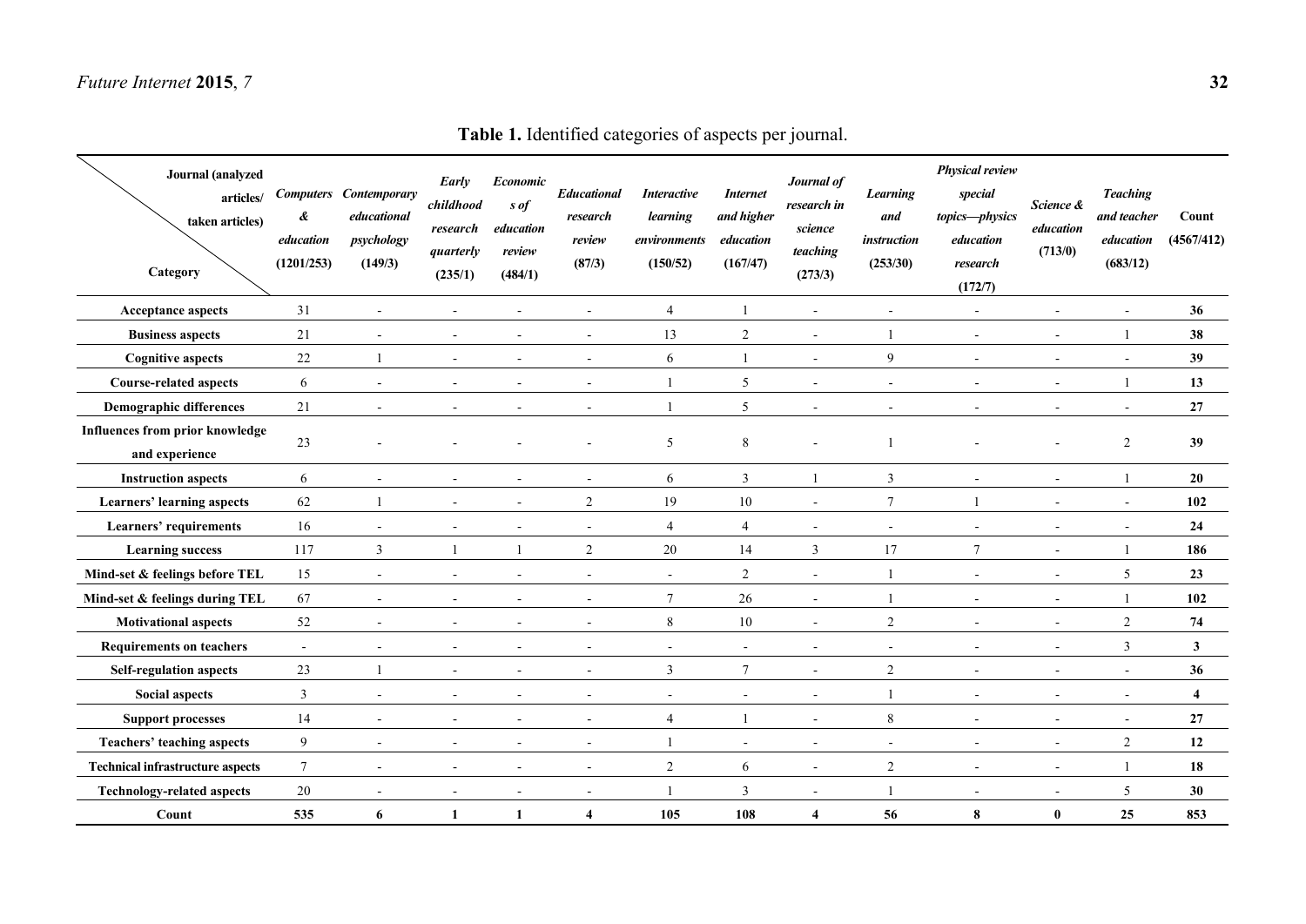**Table 1.** Identified categories of aspects per journal.

| Category \ Journal (analyzed articles/ taken articles) | *Computers & education* (1201/253) | *Contemporary educational psychology* (149/3) | *Early childhood research quarterly* (235/1) | *Economics of education review* (484/1) | *Educational research review* (87/3) | *Interactive learning environments* (150/52) | *Internet and higher education* (167/47) | *Journal of research in science teaching* (273/3) | *Learning and instruction* (253/30) | *Physical review special topics—physics education research* (172/7) | *Science & education* (713/0) | *Teaching and teacher education* (683/12) | Count (4567/412) |
|---|---|---|---|---|---|---|---|---|---|---|---|---|---|
| **Acceptance aspects** | 31 | - | - | - | - | 4 | 1 | - | - | - | - | - | **36** |
| **Business aspects** | 21 | - | - | - | - | 13 | 2 | - | 1 | - | - | 1 | **38** |
| **Cognitive aspects** | 22 | 1 | - | - | - | 6 | 1 | - | 9 | - | - | - | **39** |
| **Course-related aspects** | 6 | - | - | - | - | 1 | 5 | - | - | - | - | 1 | **13** |
| **Demographic differences** | 21 | - | - | - | - | 1 | 5 | - | - | - | - | - | **27** |
| **Influences from prior knowledge and experience** | 23 | - | - | - | - | 5 | 8 | - | 1 | - | - | 2 | **39** |
| **Instruction aspects** | 6 | - | - | - | - | 6 | 3 | 1 | 3 | - | - | 1 | **20** |
| **Learners' learning aspects** | 62 | 1 | - | - | 2 | 19 | 10 | - | 7 | 1 | - | - | **102** |
| **Learners' requirements** | 16 | - | - | - | - | 4 | 4 | - | - | - | - | - | **24** |
| **Learning success** | 117 | 3 | 1 | 1 | 2 | 20 | 14 | 3 | 17 | 7 | - | 1 | **186** |
| **Mind-set & feelings before TEL** | 15 | - | - | - | - | - | 2 | - | 1 | - | - | 5 | **23** |
| **Mind-set & feelings during TEL** | 67 | - | - | - | - | 7 | 26 | - | 1 | - | - | 1 | **102** |
| **Motivational aspects** | 52 | - | - | - | - | 8 | 10 | - | 2 | - | - | 2 | **74** |
| **Requirements on teachers** | - | - | - | - | - | - | - | - | - | - | - | 3 | **3** |
| **Self-regulation aspects** | 23 | 1 | - | - | - | 3 | 7 | - | 2 | - | - | - | **36** |
| **Social aspects** | 3 | - | - | - | - | - | - | - | 1 | - | - | - | **4** |
| **Support processes** | 14 | - | - | - | - | 4 | 1 | - | 8 | - | - | - | **27** |
| **Teachers' teaching aspects** | 9 | - | - | - | - | 1 | - | - | - | - | - | 2 | **12** |
| **Technical infrastructure aspects** | 7 | - | - | - | - | 2 | 6 | - | 2 | - | - | 1 | **18** |
| **Technology-related aspects** | 20 | - | - | - | - | 1 | 3 | - | 1 | - | - | 5 | **30** |
| **Count** | **535** | **6** | **1** | **1** | **4** | **105** | **108** | **4** | **56** | **8** | **0** | **25** | **853** |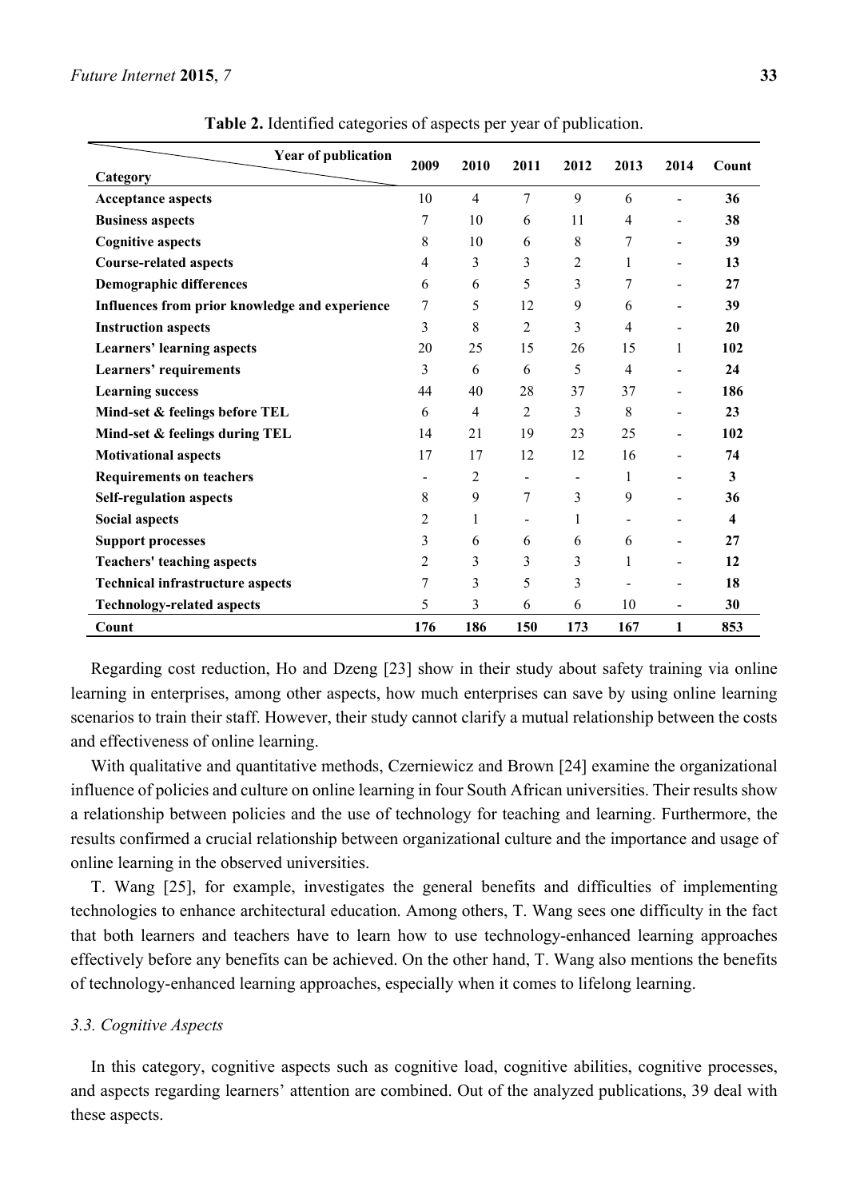**Table 2.** Identified categories of aspects per year of publication.

| Category \ Year of publication | 2009 | 2010 | 2011 | 2012 | 2013 | 2014 | Count |
|---|---|---|---|---|---|---|---|
| **Acceptance aspects** | 10 | 4 | 7 | 9 | 6 | - | **36** |
| **Business aspects** | 7 | 10 | 6 | 11 | 4 | - | **38** |
| **Cognitive aspects** | 8 | 10 | 6 | 8 | 7 | - | **39** |
| **Course-related aspects** | 4 | 3 | 3 | 2 | 1 | - | **13** |
| **Demographic differences** | 6 | 6 | 5 | 3 | 7 | - | **27** |
| **Influences from prior knowledge and experience** | 7 | 5 | 12 | 9 | 6 | - | **39** |
| **Instruction aspects** | 3 | 8 | 2 | 3 | 4 | - | **20** |
| **Learners' learning aspects** | 20 | 25 | 15 | 26 | 15 | 1 | **102** |
| **Learners' requirements** | 3 | 6 | 6 | 5 | 4 | - | **24** |
| **Learning success** | 44 | 40 | 28 | 37 | 37 | - | **186** |
| **Mind-set & feelings before TEL** | 6 | 4 | 2 | 3 | 8 | - | **23** |
| **Mind-set & feelings during TEL** | 14 | 21 | 19 | 23 | 25 | - | **102** |
| **Motivational aspects** | 17 | 17 | 12 | 12 | 16 | - | **74** |
| **Requirements on teachers** | - | 2 | - | - | 1 | - | **3** |
| **Self-regulation aspects** | 8 | 9 | 7 | 3 | 9 | - | **36** |
| **Social aspects** | 2 | 1 | - | 1 | - | - | **4** |
| **Support processes** | 3 | 6 | 6 | 6 | 6 | - | **27** |
| **Teachers' teaching aspects** | 2 | 3 | 3 | 3 | 1 | - | **12** |
| **Technical infrastructure aspects** | 7 | 3 | 5 | 3 | - | - | **18** |
| **Technology-related aspects** | 5 | 3 | 6 | 6 | 10 | - | **30** |
| **Count** | **176** | **186** | **150** | **173** | **167** | **1** | **853** |

Regarding cost reduction, Ho and Dzeng [23] show in their study about safety training via online learning in enterprises, among other aspects, how much enterprises can save by using online learning scenarios to train their staff. However, their study cannot clarify a mutual relationship between the costs and effectiveness of online learning.

With qualitative and quantitative methods, Czerniewicz and Brown [24] examine the organizational influence of policies and culture on online learning in four South African universities. Their results show a relationship between policies and the use of technology for teaching and learning. Furthermore, the results confirmed a crucial relationship between organizational culture and the importance and usage of online learning in the observed universities.

T. Wang [25], for example, investigates the general benefits and difficulties of implementing technologies to enhance architectural education. Among others, T. Wang sees one difficulty in the fact that both learners and teachers have to learn how to use technology-enhanced learning approaches effectively before any benefits can be achieved. On the other hand, T. Wang also mentions the benefits of technology-enhanced learning approaches, especially when it comes to lifelong learning.

### *3.3. Cognitive Aspects*

In this category, cognitive aspects such as cognitive load, cognitive abilities, cognitive processes, and aspects regarding learners' attention are combined. Out of the analyzed publications, 39 deal with these aspects.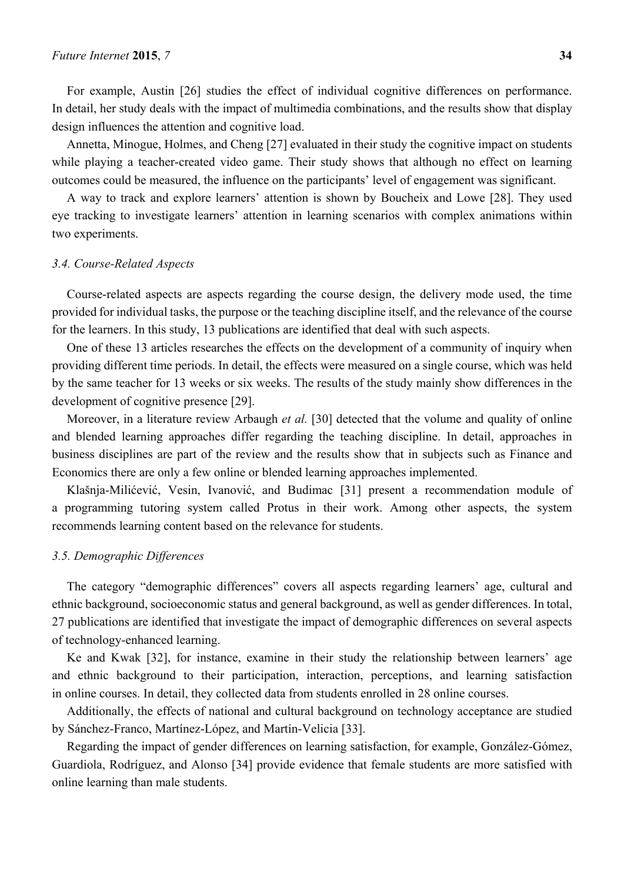For example, Austin [26] studies the effect of individual cognitive differences on performance. In detail, her study deals with the impact of multimedia combinations, and the results show that display design influences the attention and cognitive load.

Annetta, Minogue, Holmes, and Cheng [27] evaluated in their study the cognitive impact on students while playing a teacher-created video game. Their study shows that although no effect on learning outcomes could be measured, the influence on the participants' level of engagement was significant.

A way to track and explore learners' attention is shown by Boucheix and Lowe [28]. They used eye tracking to investigate learners' attention in learning scenarios with complex animations within two experiments.

### *3.4. Course-Related Aspects*

Course-related aspects are aspects regarding the course design, the delivery mode used, the time provided for individual tasks, the purpose or the teaching discipline itself, and the relevance of the course for the learners. In this study, 13 publications are identified that deal with such aspects.

One of these 13 articles researches the effects on the development of a community of inquiry when providing different time periods. In detail, the effects were measured on a single course, which was held by the same teacher for 13 weeks or six weeks. The results of the study mainly show differences in the development of cognitive presence [29].

Moreover, in a literature review Arbaugh *et al.* [30] detected that the volume and quality of online and blended learning approaches differ regarding the teaching discipline. In detail, approaches in business disciplines are part of the review and the results show that in subjects such as Finance and Economics there are only a few online or blended learning approaches implemented.

Klašnja-Milićević, Vesin, Ivanović, and Budimac [31] present a recommendation module of a programming tutoring system called Protus in their work. Among other aspects, the system recommends learning content based on the relevance for students.

### *3.5. Demographic Differences*

The category "demographic differences" covers all aspects regarding learners' age, cultural and ethnic background, socioeconomic status and general background, as well as gender differences. In total, 27 publications are identified that investigate the impact of demographic differences on several aspects of technology-enhanced learning.

Ke and Kwak [32], for instance, examine in their study the relationship between learners' age and ethnic background to their participation, interaction, perceptions, and learning satisfaction in online courses. In detail, they collected data from students enrolled in 28 online courses.

Additionally, the effects of national and cultural background on technology acceptance are studied by Sánchez-Franco, Martínez-López, and Martín-Velicia [33].

Regarding the impact of gender differences on learning satisfaction, for example, González-Gómez, Guardiola, Rodríguez, and Alonso [34] provide evidence that female students are more satisfied with online learning than male students.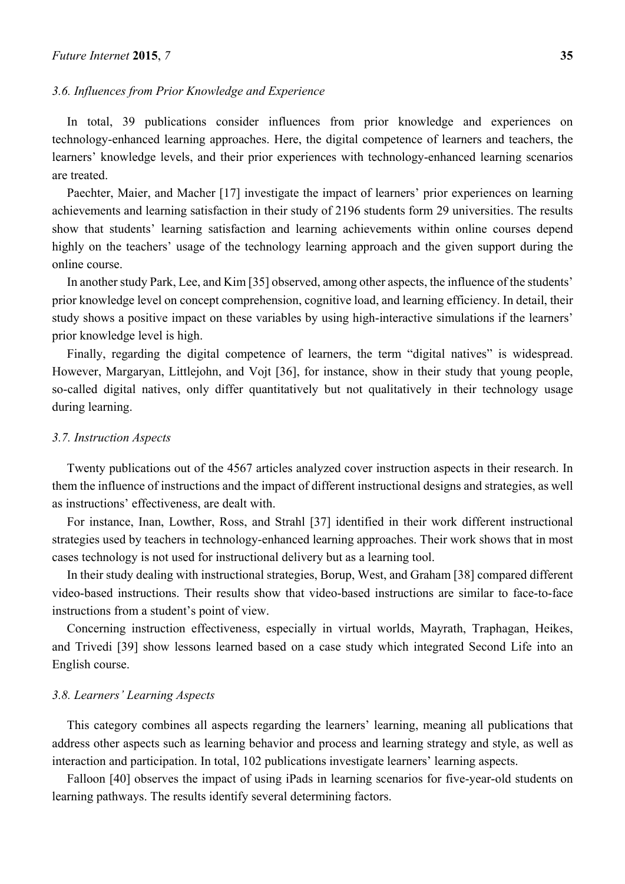### 3.6. Influences from Prior Knowledge and Experience

In total, 39 publications consider influences from prior knowledge and experiences on technology-enhanced learning approaches. Here, the digital competence of learners and teachers, the learners' knowledge levels, and their prior experiences with technology-enhanced learning scenarios are treated.

Paechter, Maier, and Macher [17] investigate the impact of learners' prior experiences on learning achievements and learning satisfaction in their study of 2196 students form 29 universities. The results show that students' learning satisfaction and learning achievements within online courses depend highly on the teachers' usage of the technology learning approach and the given support during the online course.

In another study Park, Lee, and Kim [35] observed, among other aspects, the influence of the students' prior knowledge level on concept comprehension, cognitive load, and learning efficiency. In detail, their study shows a positive impact on these variables by using high-interactive simulations if the learners' prior knowledge level is high.

Finally, regarding the digital competence of learners, the term "digital natives" is widespread. However, Margaryan, Littlejohn, and Vojt [36], for instance, show in their study that young people, so-called digital natives, only differ quantitatively but not qualitatively in their technology usage during learning.

### 3.7. Instruction Aspects

Twenty publications out of the 4567 articles analyzed cover instruction aspects in their research. In them the influence of instructions and the impact of different instructional designs and strategies, as well as instructions' effectiveness, are dealt with.

For instance, Inan, Lowther, Ross, and Strahl [37] identified in their work different instructional strategies used by teachers in technology-enhanced learning approaches. Their work shows that in most cases technology is not used for instructional delivery but as a learning tool.

In their study dealing with instructional strategies, Borup, West, and Graham [38] compared different video-based instructions. Their results show that video-based instructions are similar to face-to-face instructions from a student's point of view.

Concerning instruction effectiveness, especially in virtual worlds, Mayrath, Traphagan, Heikes, and Trivedi [39] show lessons learned based on a case study which integrated Second Life into an English course.

### 3.8. Learners' Learning Aspects

This category combines all aspects regarding the learners' learning, meaning all publications that address other aspects such as learning behavior and process and learning strategy and style, as well as interaction and participation. In total, 102 publications investigate learners' learning aspects.

Falloon [40] observes the impact of using iPads in learning scenarios for five-year-old students on learning pathways. The results identify several determining factors.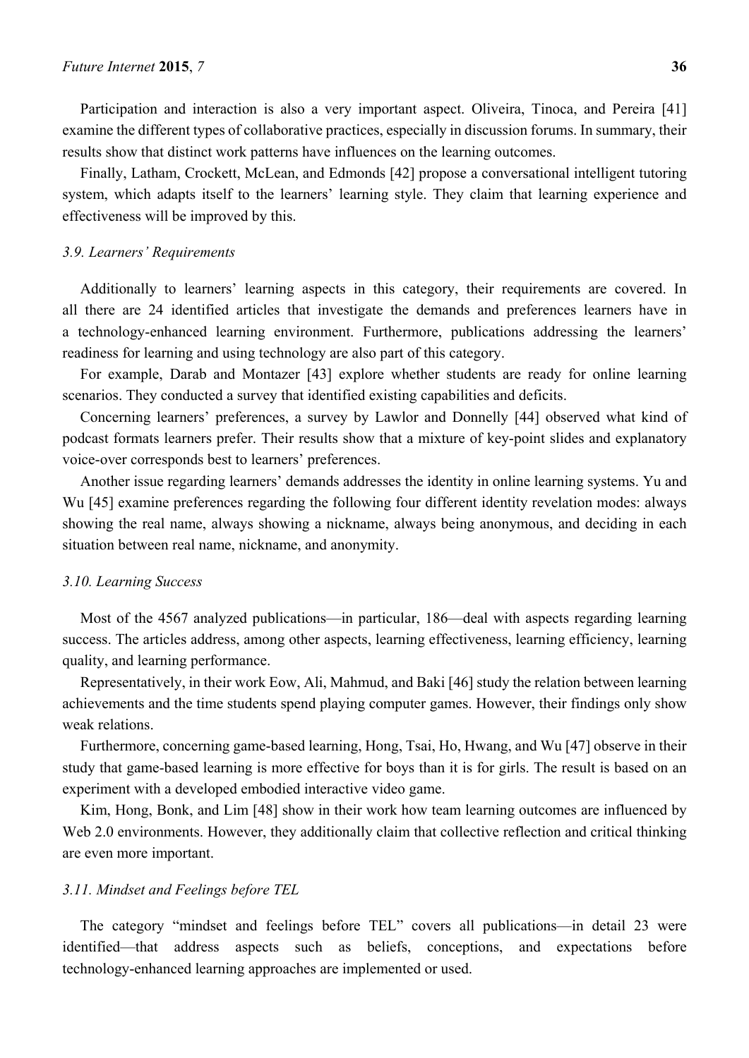Participation and interaction is also a very important aspect. Oliveira, Tinoca, and Pereira [41] examine the different types of collaborative practices, especially in discussion forums. In summary, their results show that distinct work patterns have influences on the learning outcomes.

Finally, Latham, Crockett, McLean, and Edmonds [42] propose a conversational intelligent tutoring system, which adapts itself to the learners' learning style. They claim that learning experience and effectiveness will be improved by this.

### *3.9. Learners' Requirements*

Additionally to learners' learning aspects in this category, their requirements are covered. In all there are 24 identified articles that investigate the demands and preferences learners have in a technology-enhanced learning environment. Furthermore, publications addressing the learners' readiness for learning and using technology are also part of this category.

For example, Darab and Montazer [43] explore whether students are ready for online learning scenarios. They conducted a survey that identified existing capabilities and deficits.

Concerning learners' preferences, a survey by Lawlor and Donnelly [44] observed what kind of podcast formats learners prefer. Their results show that a mixture of key-point slides and explanatory voice-over corresponds best to learners' preferences.

Another issue regarding learners' demands addresses the identity in online learning systems. Yu and Wu [45] examine preferences regarding the following four different identity revelation modes: always showing the real name, always showing a nickname, always being anonymous, and deciding in each situation between real name, nickname, and anonymity.

### *3.10. Learning Success*

Most of the 4567 analyzed publications—in particular, 186—deal with aspects regarding learning success. The articles address, among other aspects, learning effectiveness, learning efficiency, learning quality, and learning performance.

Representatively, in their work Eow, Ali, Mahmud, and Baki [46] study the relation between learning achievements and the time students spend playing computer games. However, their findings only show weak relations.

Furthermore, concerning game-based learning, Hong, Tsai, Ho, Hwang, and Wu [47] observe in their study that game-based learning is more effective for boys than it is for girls. The result is based on an experiment with a developed embodied interactive video game.

Kim, Hong, Bonk, and Lim [48] show in their work how team learning outcomes are influenced by Web 2.0 environments. However, they additionally claim that collective reflection and critical thinking are even more important.

### *3.11. Mindset and Feelings before TEL*

The category "mindset and feelings before TEL" covers all publications—in detail 23 were identified—that address aspects such as beliefs, conceptions, and expectations before technology-enhanced learning approaches are implemented or used.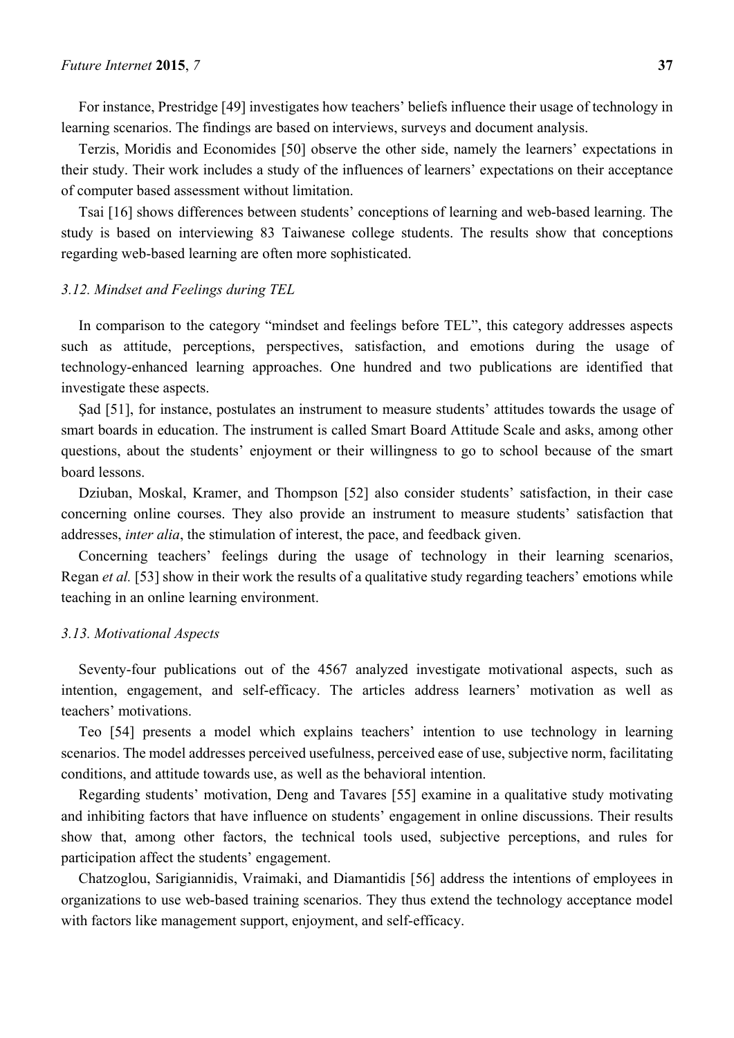For instance, Prestridge [49] investigates how teachers' beliefs influence their usage of technology in learning scenarios. The findings are based on interviews, surveys and document analysis.

Terzis, Moridis and Economides [50] observe the other side, namely the learners' expectations in their study. Their work includes a study of the influences of learners' expectations on their acceptance of computer based assessment without limitation.

Tsai [16] shows differences between students' conceptions of learning and web-based learning. The study is based on interviewing 83 Taiwanese college students. The results show that conceptions regarding web-based learning are often more sophisticated.

### *3.12. Mindset and Feelings during TEL*

In comparison to the category "mindset and feelings before TEL", this category addresses aspects such as attitude, perceptions, perspectives, satisfaction, and emotions during the usage of technology-enhanced learning approaches. One hundred and two publications are identified that investigate these aspects.

Şad [51], for instance, postulates an instrument to measure students' attitudes towards the usage of smart boards in education. The instrument is called Smart Board Attitude Scale and asks, among other questions, about the students' enjoyment or their willingness to go to school because of the smart board lessons.

Dziuban, Moskal, Kramer, and Thompson [52] also consider students' satisfaction, in their case concerning online courses. They also provide an instrument to measure students' satisfaction that addresses, *inter alia*, the stimulation of interest, the pace, and feedback given.

Concerning teachers' feelings during the usage of technology in their learning scenarios, Regan *et al.* [53] show in their work the results of a qualitative study regarding teachers' emotions while teaching in an online learning environment.

### *3.13. Motivational Aspects*

Seventy-four publications out of the 4567 analyzed investigate motivational aspects, such as intention, engagement, and self-efficacy. The articles address learners' motivation as well as teachers' motivations.

Teo [54] presents a model which explains teachers' intention to use technology in learning scenarios. The model addresses perceived usefulness, perceived ease of use, subjective norm, facilitating conditions, and attitude towards use, as well as the behavioral intention.

Regarding students' motivation, Deng and Tavares [55] examine in a qualitative study motivating and inhibiting factors that have influence on students' engagement in online discussions. Their results show that, among other factors, the technical tools used, subjective perceptions, and rules for participation affect the students' engagement.

Chatzoglou, Sarigiannidis, Vraimaki, and Diamantidis [56] address the intentions of employees in organizations to use web-based training scenarios. They thus extend the technology acceptance model with factors like management support, enjoyment, and self-efficacy.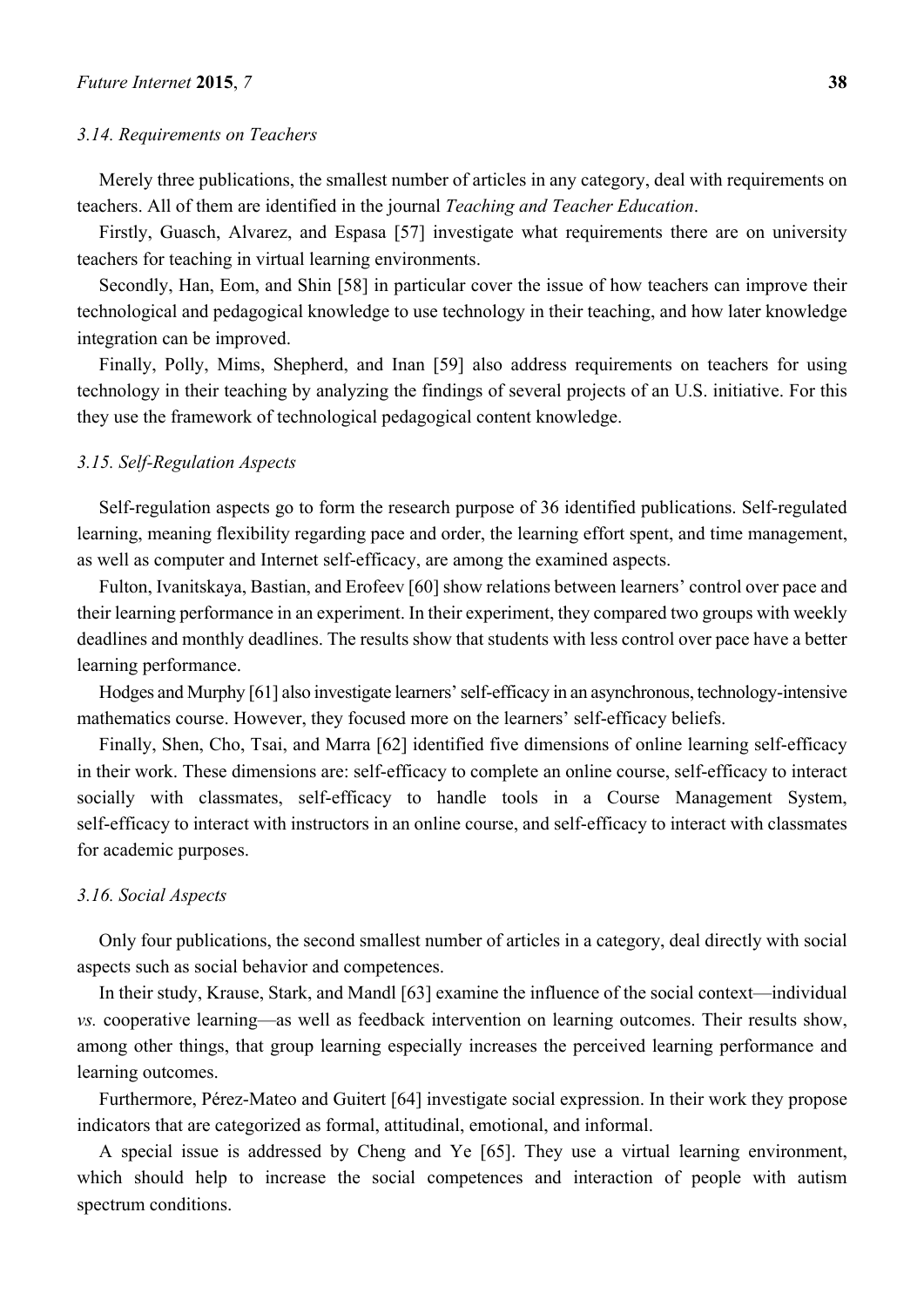### 3.14. Requirements on Teachers

Merely three publications, the smallest number of articles in any category, deal with requirements on teachers. All of them are identified in the journal *Teaching and Teacher Education*.

Firstly, Guasch, Alvarez, and Espasa [57] investigate what requirements there are on university teachers for teaching in virtual learning environments.

Secondly, Han, Eom, and Shin [58] in particular cover the issue of how teachers can improve their technological and pedagogical knowledge to use technology in their teaching, and how later knowledge integration can be improved.

Finally, Polly, Mims, Shepherd, and Inan [59] also address requirements on teachers for using technology in their teaching by analyzing the findings of several projects of an U.S. initiative. For this they use the framework of technological pedagogical content knowledge.

### 3.15. Self-Regulation Aspects

Self-regulation aspects go to form the research purpose of 36 identified publications. Self-regulated learning, meaning flexibility regarding pace and order, the learning effort spent, and time management, as well as computer and Internet self-efficacy, are among the examined aspects.

Fulton, Ivanitskaya, Bastian, and Erofeev [60] show relations between learners' control over pace and their learning performance in an experiment. In their experiment, they compared two groups with weekly deadlines and monthly deadlines. The results show that students with less control over pace have a better learning performance.

Hodges and Murphy [61] also investigate learners' self-efficacy in an asynchronous, technology-intensive mathematics course. However, they focused more on the learners' self-efficacy beliefs.

Finally, Shen, Cho, Tsai, and Marra [62] identified five dimensions of online learning self-efficacy in their work. These dimensions are: self-efficacy to complete an online course, self-efficacy to interact socially with classmates, self-efficacy to handle tools in a Course Management System, self-efficacy to interact with instructors in an online course, and self-efficacy to interact with classmates for academic purposes.

### 3.16. Social Aspects

Only four publications, the second smallest number of articles in a category, deal directly with social aspects such as social behavior and competences.

In their study, Krause, Stark, and Mandl [63] examine the influence of the social context—individual *vs.* cooperative learning—as well as feedback intervention on learning outcomes. Their results show, among other things, that group learning especially increases the perceived learning performance and learning outcomes.

Furthermore, Pérez-Mateo and Guitert [64] investigate social expression. In their work they propose indicators that are categorized as formal, attitudinal, emotional, and informal.

A special issue is addressed by Cheng and Ye [65]. They use a virtual learning environment, which should help to increase the social competences and interaction of people with autism spectrum conditions.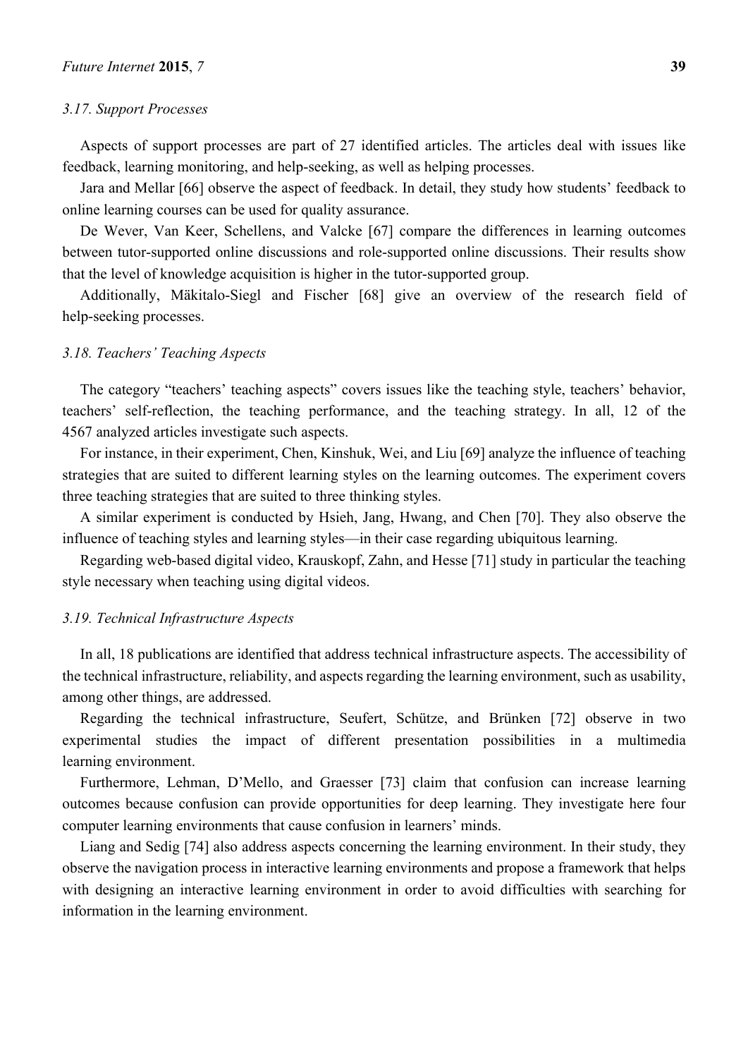### *3.17. Support Processes*

Aspects of support processes are part of 27 identified articles. The articles deal with issues like feedback, learning monitoring, and help-seeking, as well as helping processes.

Jara and Mellar [66] observe the aspect of feedback. In detail, they study how students' feedback to online learning courses can be used for quality assurance.

De Wever, Van Keer, Schellens, and Valcke [67] compare the differences in learning outcomes between tutor-supported online discussions and role-supported online discussions. Their results show that the level of knowledge acquisition is higher in the tutor-supported group.

Additionally, Mäkitalo-Siegl and Fischer [68] give an overview of the research field of help-seeking processes.

### *3.18. Teachers' Teaching Aspects*

The category "teachers' teaching aspects" covers issues like the teaching style, teachers' behavior, teachers' self-reflection, the teaching performance, and the teaching strategy. In all, 12 of the 4567 analyzed articles investigate such aspects.

For instance, in their experiment, Chen, Kinshuk, Wei, and Liu [69] analyze the influence of teaching strategies that are suited to different learning styles on the learning outcomes. The experiment covers three teaching strategies that are suited to three thinking styles.

A similar experiment is conducted by Hsieh, Jang, Hwang, and Chen [70]. They also observe the influence of teaching styles and learning styles—in their case regarding ubiquitous learning.

Regarding web-based digital video, Krauskopf, Zahn, and Hesse [71] study in particular the teaching style necessary when teaching using digital videos.

### *3.19. Technical Infrastructure Aspects*

In all, 18 publications are identified that address technical infrastructure aspects. The accessibility of the technical infrastructure, reliability, and aspects regarding the learning environment, such as usability, among other things, are addressed.

Regarding the technical infrastructure, Seufert, Schütze, and Brünken [72] observe in two experimental studies the impact of different presentation possibilities in a multimedia learning environment.

Furthermore, Lehman, D'Mello, and Graesser [73] claim that confusion can increase learning outcomes because confusion can provide opportunities for deep learning. They investigate here four computer learning environments that cause confusion in learners' minds.

Liang and Sedig [74] also address aspects concerning the learning environment. In their study, they observe the navigation process in interactive learning environments and propose a framework that helps with designing an interactive learning environment in order to avoid difficulties with searching for information in the learning environment.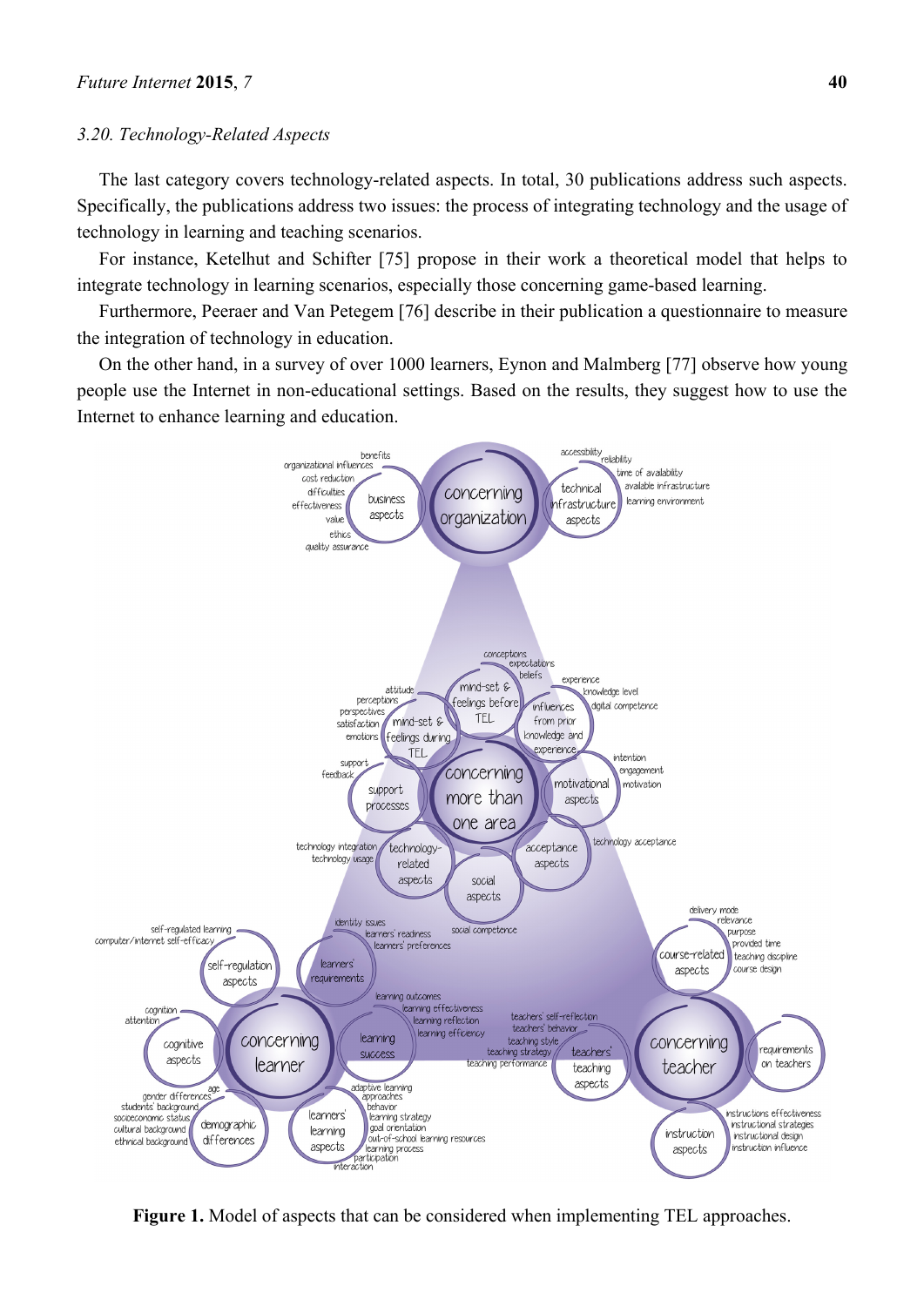### 3.20. Technology-Related Aspects

The last category covers technology-related aspects. In total, 30 publications address such aspects. Specifically, the publications address two issues: the process of integrating technology and the usage of technology in learning and teaching scenarios.

For instance, Ketelhut and Schifter [75] propose in their work a theoretical model that helps to integrate technology in learning scenarios, especially those concerning game-based learning.

Furthermore, Peeraer and Van Petegem [76] describe in their publication a questionnaire to measure the integration of technology in education.

On the other hand, in a survey of over 1000 learners, Eynon and Malmberg [77] observe how young people use the Internet in non-educational settings. Based on the results, they suggest how to use the Internet to enhance learning and education.

**Figure 1.** Model of aspects that can be considered when implementing TEL approaches.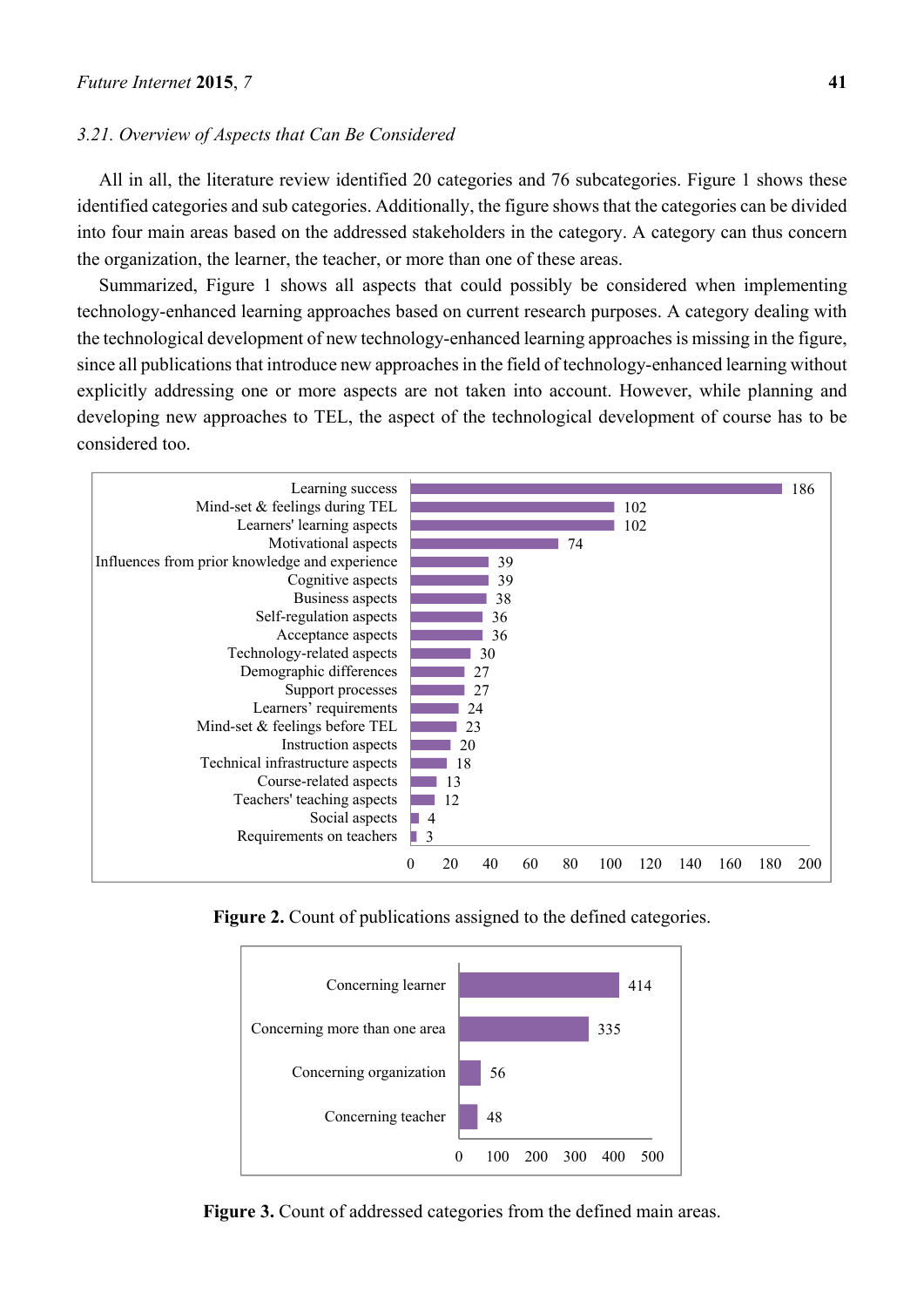*3.21. Overview of Aspects that Can Be Considered*

All in all, the literature review identified 20 categories and 76 subcategories. Figure 1 shows these identified categories and sub categories. Additionally, the figure shows that the categories can be divided into four main areas based on the addressed stakeholders in the category. A category can thus concern the organization, the learner, the teacher, or more than one of these areas.

Summarized, Figure 1 shows all aspects that could possibly be considered when implementing technology-enhanced learning approaches based on current research purposes. A category dealing with the technological development of new technology-enhanced learning approaches is missing in the figure, since all publications that introduce new approaches in the field of technology-enhanced learning without explicitly addressing one or more aspects are not taken into account. However, while planning and developing new approaches to TEL, the aspect of the technological development of course has to be considered too.

| Category | Count |
|---|---|
| Learning success | 186 |
| Mind-set & feelings during TEL | 102 |
| Learners' learning aspects | 102 |
| Motivational aspects | 74 |
| Influences from prior knowledge and experience | 39 |
| Cognitive aspects | 39 |
| Business aspects | 38 |
| Self-regulation aspects | 36 |
| Acceptance aspects | 36 |
| Technology-related aspects | 30 |
| Demographic differences | 27 |
| Support processes | 27 |
| Learners' requirements | 24 |
| Mind-set & feelings before TEL | 23 |
| Instruction aspects | 20 |
| Technical infrastructure aspects | 18 |
| Course-related aspects | 13 |
| Teachers' teaching aspects | 12 |
| Social aspects | 4 |
| Requirements on teachers | 3 |

**Figure 2.** Count of publications assigned to the defined categories.

| Area | Count |
|---|---|
| Concerning learner | 414 |
| Concerning more than one area | 335 |
| Concerning organization | 56 |
| Concerning teacher | 48 |

**Figure 3.** Count of addressed categories from the defined main areas.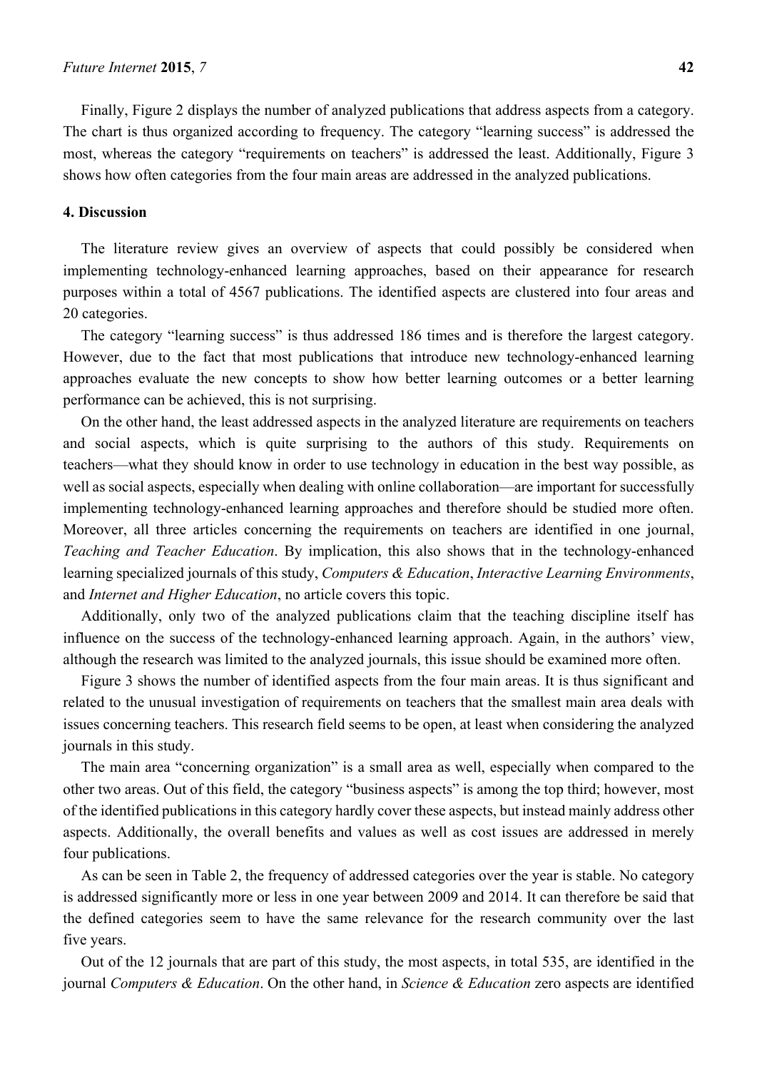Finally, Figure 2 displays the number of analyzed publications that address aspects from a category. The chart is thus organized according to frequency. The category "learning success" is addressed the most, whereas the category "requirements on teachers" is addressed the least. Additionally, Figure 3 shows how often categories from the four main areas are addressed in the analyzed publications.

## 4. Discussion

The literature review gives an overview of aspects that could possibly be considered when implementing technology-enhanced learning approaches, based on their appearance for research purposes within a total of 4567 publications. The identified aspects are clustered into four areas and 20 categories.

The category "learning success" is thus addressed 186 times and is therefore the largest category. However, due to the fact that most publications that introduce new technology-enhanced learning approaches evaluate the new concepts to show how better learning outcomes or a better learning performance can be achieved, this is not surprising.

On the other hand, the least addressed aspects in the analyzed literature are requirements on teachers and social aspects, which is quite surprising to the authors of this study. Requirements on teachers—what they should know in order to use technology in education in the best way possible, as well as social aspects, especially when dealing with online collaboration—are important for successfully implementing technology-enhanced learning approaches and therefore should be studied more often. Moreover, all three articles concerning the requirements on teachers are identified in one journal, *Teaching and Teacher Education*. By implication, this also shows that in the technology-enhanced learning specialized journals of this study, *Computers & Education*, *Interactive Learning Environments*, and *Internet and Higher Education*, no article covers this topic.

Additionally, only two of the analyzed publications claim that the teaching discipline itself has influence on the success of the technology-enhanced learning approach. Again, in the authors' view, although the research was limited to the analyzed journals, this issue should be examined more often.

Figure 3 shows the number of identified aspects from the four main areas. It is thus significant and related to the unusual investigation of requirements on teachers that the smallest main area deals with issues concerning teachers. This research field seems to be open, at least when considering the analyzed journals in this study.

The main area "concerning organization" is a small area as well, especially when compared to the other two areas. Out of this field, the category "business aspects" is among the top third; however, most of the identified publications in this category hardly cover these aspects, but instead mainly address other aspects. Additionally, the overall benefits and values as well as cost issues are addressed in merely four publications.

As can be seen in Table 2, the frequency of addressed categories over the year is stable. No category is addressed significantly more or less in one year between 2009 and 2014. It can therefore be said that the defined categories seem to have the same relevance for the research community over the last five years.

Out of the 12 journals that are part of this study, the most aspects, in total 535, are identified in the journal *Computers & Education*. On the other hand, in *Science & Education* zero aspects are identified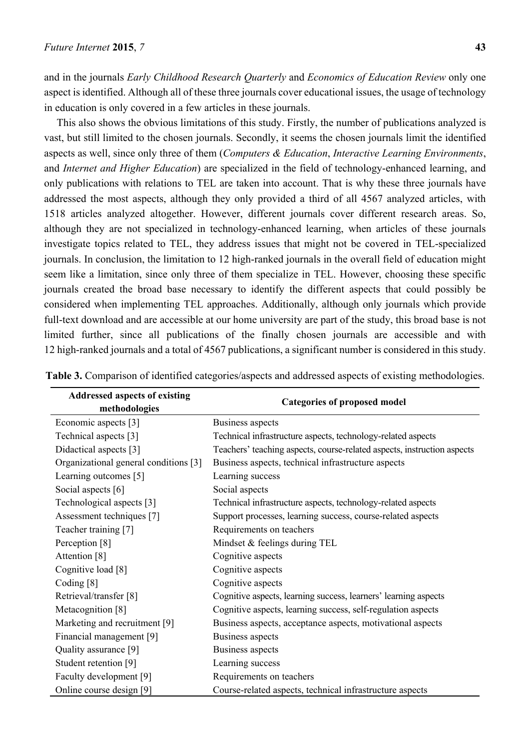and in the journals *Early Childhood Research Quarterly* and *Economics of Education Review* only one aspect is identified. Although all of these three journals cover educational issues, the usage of technology in education is only covered in a few articles in these journals.

This also shows the obvious limitations of this study. Firstly, the number of publications analyzed is vast, but still limited to the chosen journals. Secondly, it seems the chosen journals limit the identified aspects as well, since only three of them (*Computers & Education*, *Interactive Learning Environments*, and *Internet and Higher Education*) are specialized in the field of technology-enhanced learning, and only publications with relations to TEL are taken into account. That is why these three journals have addressed the most aspects, although they only provided a third of all 4567 analyzed articles, with 1518 articles analyzed altogether. However, different journals cover different research areas. So, although they are not specialized in technology-enhanced learning, when articles of these journals investigate topics related to TEL, they address issues that might not be covered in TEL-specialized journals. In conclusion, the limitation to 12 high-ranked journals in the overall field of education might seem like a limitation, since only three of them specialize in TEL. However, choosing these specific journals created the broad base necessary to identify the different aspects that could possibly be considered when implementing TEL approaches. Additionally, although only journals which provide full-text download and are accessible at our home university are part of the study, this broad base is not limited further, since all publications of the finally chosen journals are accessible and with 12 high-ranked journals and a total of 4567 publications, a significant number is considered in this study.

**Table 3.** Comparison of identified categories/aspects and addressed aspects of existing methodologies.

| Addressed aspects of existing methodologies | Categories of proposed model |
|---|---|
| Economic aspects [3] | Business aspects |
| Technical aspects [3] | Technical infrastructure aspects, technology-related aspects |
| Didactical aspects [3] | Teachers' teaching aspects, course-related aspects, instruction aspects |
| Organizational general conditions [3] | Business aspects, technical infrastructure aspects |
| Learning outcomes [5] | Learning success |
| Social aspects [6] | Social aspects |
| Technological aspects [3] | Technical infrastructure aspects, technology-related aspects |
| Assessment techniques [7] | Support processes, learning success, course-related aspects |
| Teacher training [7] | Requirements on teachers |
| Perception [8] | Mindset & feelings during TEL |
| Attention [8] | Cognitive aspects |
| Cognitive load [8] | Cognitive aspects |
| Coding [8] | Cognitive aspects |
| Retrieval/transfer [8] | Cognitive aspects, learning success, learners' learning aspects |
| Metacognition [8] | Cognitive aspects, learning success, self-regulation aspects |
| Marketing and recruitment [9] | Business aspects, acceptance aspects, motivational aspects |
| Financial management [9] | Business aspects |
| Quality assurance [9] | Business aspects |
| Student retention [9] | Learning success |
| Faculty development [9] | Requirements on teachers |
| Online course design [9] | Course-related aspects, technical infrastructure aspects |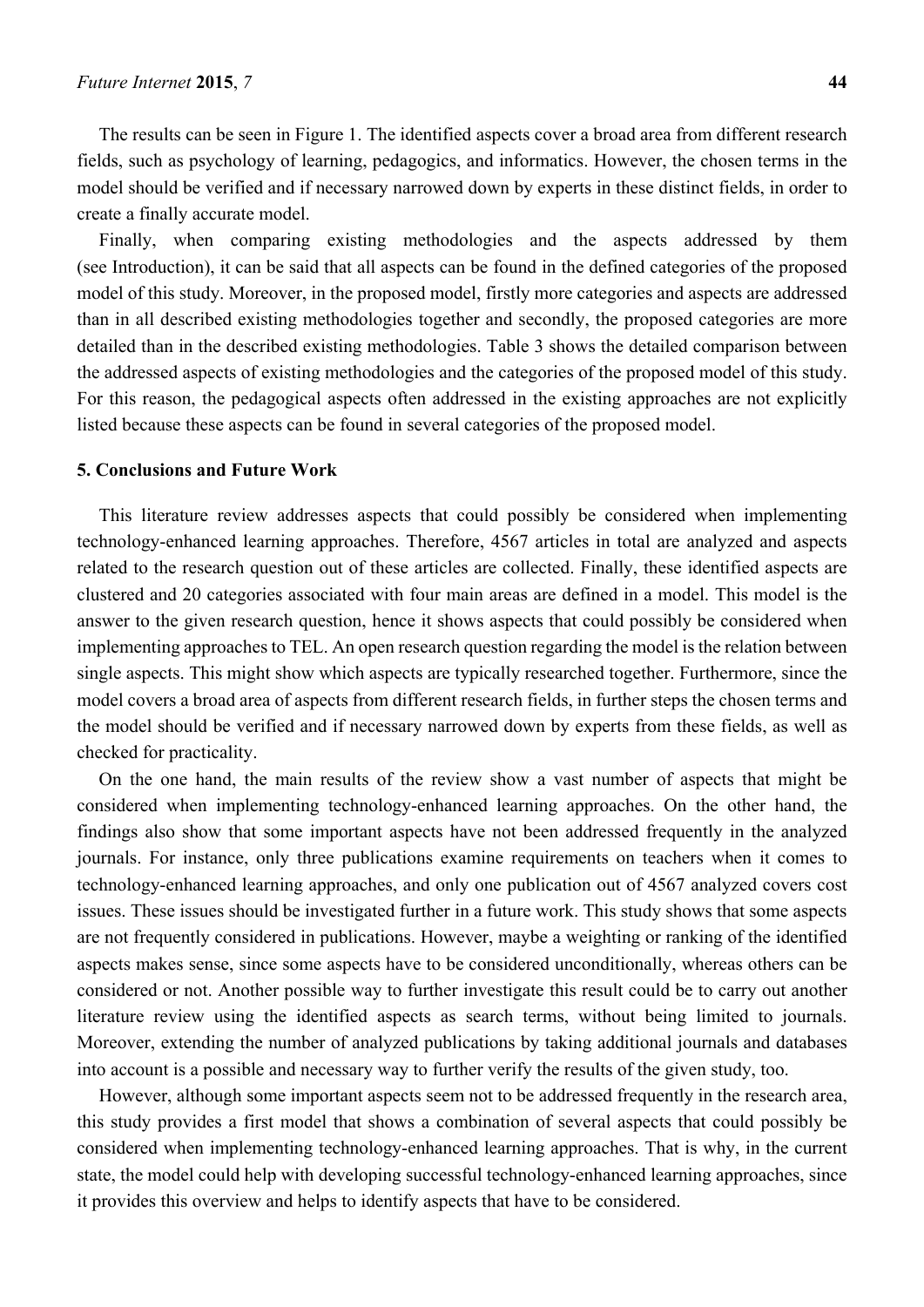The results can be seen in Figure 1. The identified aspects cover a broad area from different research fields, such as psychology of learning, pedagogics, and informatics. However, the chosen terms in the model should be verified and if necessary narrowed down by experts in these distinct fields, in order to create a finally accurate model.

Finally, when comparing existing methodologies and the aspects addressed by them (see Introduction), it can be said that all aspects can be found in the defined categories of the proposed model of this study. Moreover, in the proposed model, firstly more categories and aspects are addressed than in all described existing methodologies together and secondly, the proposed categories are more detailed than in the described existing methodologies. Table 3 shows the detailed comparison between the addressed aspects of existing methodologies and the categories of the proposed model of this study. For this reason, the pedagogical aspects often addressed in the existing approaches are not explicitly listed because these aspects can be found in several categories of the proposed model.

## 5. Conclusions and Future Work

This literature review addresses aspects that could possibly be considered when implementing technology-enhanced learning approaches. Therefore, 4567 articles in total are analyzed and aspects related to the research question out of these articles are collected. Finally, these identified aspects are clustered and 20 categories associated with four main areas are defined in a model. This model is the answer to the given research question, hence it shows aspects that could possibly be considered when implementing approaches to TEL. An open research question regarding the model is the relation between single aspects. This might show which aspects are typically researched together. Furthermore, since the model covers a broad area of aspects from different research fields, in further steps the chosen terms and the model should be verified and if necessary narrowed down by experts from these fields, as well as checked for practicality.

On the one hand, the main results of the review show a vast number of aspects that might be considered when implementing technology-enhanced learning approaches. On the other hand, the findings also show that some important aspects have not been addressed frequently in the analyzed journals. For instance, only three publications examine requirements on teachers when it comes to technology-enhanced learning approaches, and only one publication out of 4567 analyzed covers cost issues. These issues should be investigated further in a future work. This study shows that some aspects are not frequently considered in publications. However, maybe a weighting or ranking of the identified aspects makes sense, since some aspects have to be considered unconditionally, whereas others can be considered or not. Another possible way to further investigate this result could be to carry out another literature review using the identified aspects as search terms, without being limited to journals. Moreover, extending the number of analyzed publications by taking additional journals and databases into account is a possible and necessary way to further verify the results of the given study, too.

However, although some important aspects seem not to be addressed frequently in the research area, this study provides a first model that shows a combination of several aspects that could possibly be considered when implementing technology-enhanced learning approaches. That is why, in the current state, the model could help with developing successful technology-enhanced learning approaches, since it provides this overview and helps to identify aspects that have to be considered.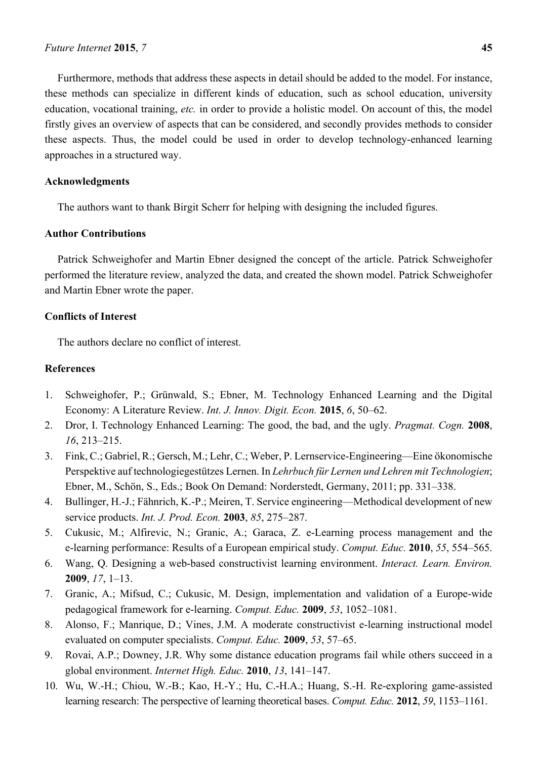Furthermore, methods that address these aspects in detail should be added to the model. For instance, these methods can specialize in different kinds of education, such as school education, university education, vocational training, *etc.* in order to provide a holistic model. On account of this, the model firstly gives an overview of aspects that can be considered, and secondly provides methods to consider these aspects. Thus, the model could be used in order to develop technology-enhanced learning approaches in a structured way.

## Acknowledgments

The authors want to thank Birgit Scherr for helping with designing the included figures.

## Author Contributions

Patrick Schweighofer and Martin Ebner designed the concept of the article. Patrick Schweighofer performed the literature review, analyzed the data, and created the shown model. Patrick Schweighofer and Martin Ebner wrote the paper.

## Conflicts of Interest

The authors declare no conflict of interest.

## References

1. Schweighofer, P.; Grünwald, S.; Ebner, M. Technology Enhanced Learning and the Digital Economy: A Literature Review. *Int. J. Innov. Digit. Econ.* **2015**, *6*, 50–62.
2. Dror, I. Technology Enhanced Learning: The good, the bad, and the ugly. *Pragmat. Cogn.* **2008**, *16*, 213–215.
3. Fink, C.; Gabriel, R.; Gersch, M.; Lehr, C.; Weber, P. Lernservice-Engineering—Eine ökonomische Perspektive auf technologiegestützes Lernen. In *Lehrbuch für Lernen und Lehren mit Technologien*; Ebner, M., Schön, S., Eds.; Book On Demand: Norderstedt, Germany, 2011; pp. 331–338.
4. Bullinger, H.-J.; Fähnrich, K.-P.; Meiren, T. Service engineering—Methodical development of new service products. *Int. J. Prod. Econ.* **2003**, *85*, 275–287.
5. Cukusic, M.; Alfirevic, N.; Granic, A.; Garaca, Z. e-Learning process management and the e-learning performance: Results of a European empirical study. *Comput. Educ.* **2010**, *55*, 554–565.
6. Wang, Q. Designing a web-based constructivist learning environment. *Interact. Learn. Environ.* **2009**, *17*, 1–13.
7. Granic, A.; Mifsud, C.; Cukusic, M. Design, implementation and validation of a Europe-wide pedagogical framework for e-learning. *Comput. Educ.* **2009**, *53*, 1052–1081.
8. Alonso, F.; Manrique, D.; Vines, J.M. A moderate constructivist e-learning instructional model evaluated on computer specialists. *Comput. Educ.* **2009**, *53*, 57–65.
9. Rovai, A.P.; Downey, J.R. Why some distance education programs fail while others succeed in a global environment. *Internet High. Educ.* **2010**, *13*, 141–147.
10. Wu, W.-H.; Chiou, W.-B.; Kao, H.-Y.; Hu, C.-H.A.; Huang, S.-H. Re-exploring game-assisted learning research: The perspective of learning theoretical bases. *Comput. Educ.* **2012**, *59*, 1153–1161.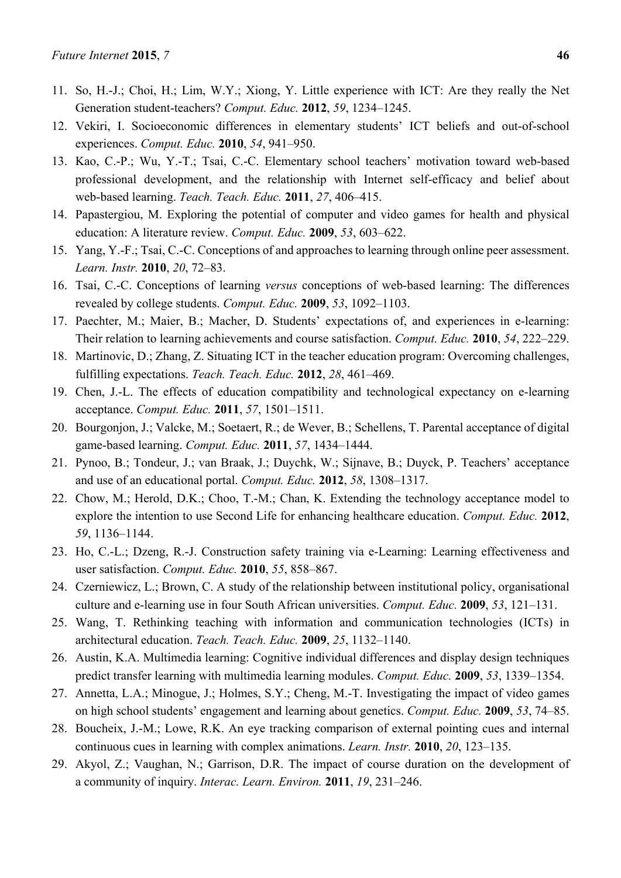11. So, H.-J.; Choi, H.; Lim, W.Y.; Xiong, Y. Little experience with ICT: Are they really the Net Generation student-teachers? *Comput. Educ.* **2012**, *59*, 1234–1245.
12. Vekiri, I. Socioeconomic differences in elementary students' ICT beliefs and out-of-school experiences. *Comput. Educ.* **2010**, *54*, 941–950.
13. Kao, C.-P.; Wu, Y.-T.; Tsai, C.-C. Elementary school teachers' motivation toward web-based professional development, and the relationship with Internet self-efficacy and belief about web-based learning. *Teach. Teach. Educ.* **2011**, *27*, 406–415.
14. Papastergiou, M. Exploring the potential of computer and video games for health and physical education: A literature review. *Comput. Educ.* **2009**, *53*, 603–622.
15. Yang, Y.-F.; Tsai, C.-C. Conceptions of and approaches to learning through online peer assessment. *Learn. Instr.* **2010**, *20*, 72–83.
16. Tsai, C.-C. Conceptions of learning *versus* conceptions of web-based learning: The differences revealed by college students. *Comput. Educ.* **2009**, *53*, 1092–1103.
17. Paechter, M.; Maier, B.; Macher, D. Students' expectations of, and experiences in e-learning: Their relation to learning achievements and course satisfaction. *Comput. Educ.* **2010**, *54*, 222–229.
18. Martinovic, D.; Zhang, Z. Situating ICT in the teacher education program: Overcoming challenges, fulfilling expectations. *Teach. Teach. Educ.* **2012**, *28*, 461–469.
19. Chen, J.-L. The effects of education compatibility and technological expectancy on e-learning acceptance. *Comput. Educ.* **2011**, *57*, 1501–1511.
20. Bourgonjon, J.; Valcke, M.; Soetaert, R.; de Wever, B.; Schellens, T. Parental acceptance of digital game-based learning. *Comput. Educ.* **2011**, *57*, 1434–1444.
21. Pynoo, B.; Tondeur, J.; van Braak, J.; Duychk, W.; Sijnave, B.; Duyck, P. Teachers' acceptance and use of an educational portal. *Comput. Educ.* **2012**, *58*, 1308–1317.
22. Chow, M.; Herold, D.K.; Choo, T.-M.; Chan, K. Extending the technology acceptance model to explore the intention to use Second Life for enhancing healthcare education. *Comput. Educ.* **2012**, *59*, 1136–1144.
23. Ho, C.-L.; Dzeng, R.-J. Construction safety training via e-Learning: Learning effectiveness and user satisfaction. *Comput. Educ.* **2010**, *55*, 858–867.
24. Czerniewicz, L.; Brown, C. A study of the relationship between institutional policy, organisational culture and e-learning use in four South African universities. *Comput. Educ.* **2009**, *53*, 121–131.
25. Wang, T. Rethinking teaching with information and communication technologies (ICTs) in architectural education. *Teach. Teach. Educ.* **2009**, *25*, 1132–1140.
26. Austin, K.A. Multimedia learning: Cognitive individual differences and display design techniques predict transfer learning with multimedia learning modules. *Comput. Educ.* **2009**, *53*, 1339–1354.
27. Annetta, L.A.; Minogue, J.; Holmes, S.Y.; Cheng, M.-T. Investigating the impact of video games on high school students' engagement and learning about genetics. *Comput. Educ.* **2009**, *53*, 74–85.
28. Boucheix, J.-M.; Lowe, R.K. An eye tracking comparison of external pointing cues and internal continuous cues in learning with complex animations. *Learn. Instr.* **2010**, *20*, 123–135.
29. Akyol, Z.; Vaughan, N.; Garrison, D.R. The impact of course duration on the development of a community of inquiry. *Interac. Learn. Environ.* **2011**, *19*, 231–246.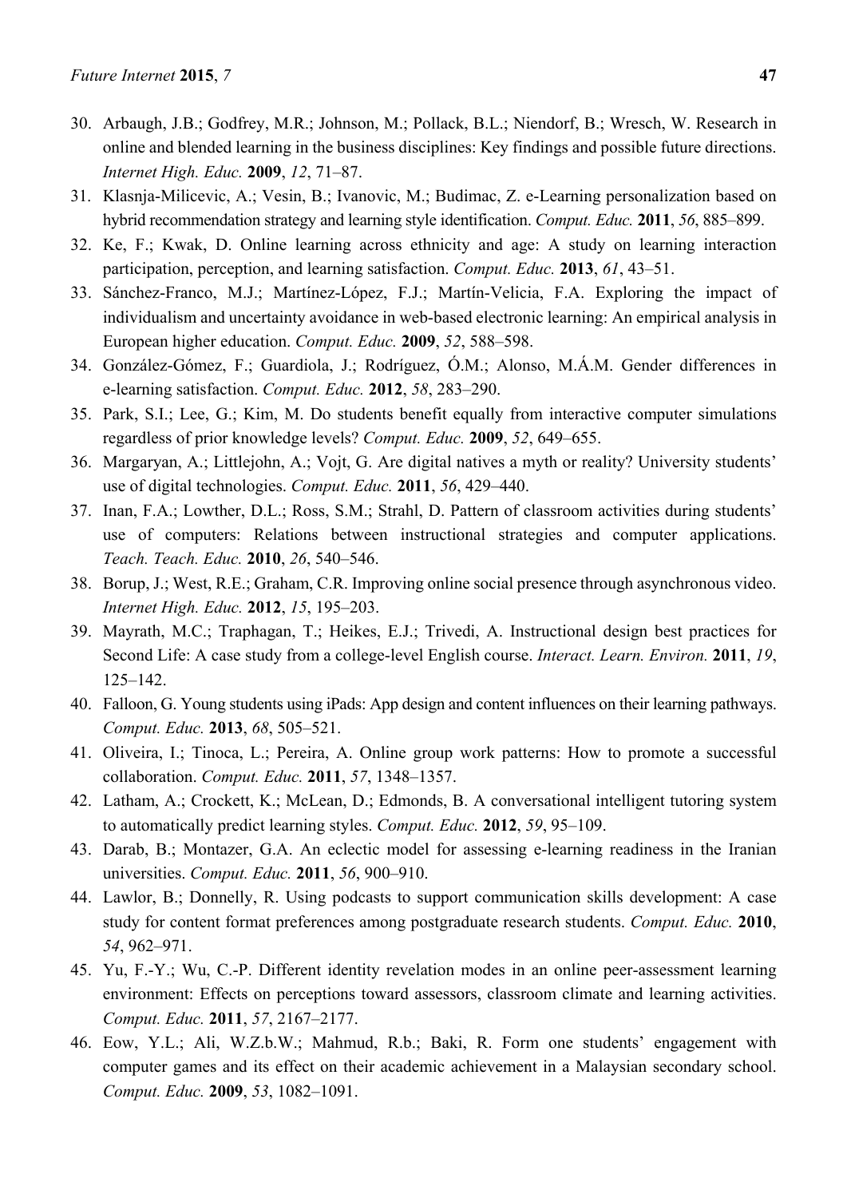30. Arbaugh, J.B.; Godfrey, M.R.; Johnson, M.; Pollack, B.L.; Niendorf, B.; Wresch, W. Research in online and blended learning in the business disciplines: Key findings and possible future directions. *Internet High. Educ.* **2009**, *12*, 71–87.
31. Klasnja-Milicevic, A.; Vesin, B.; Ivanovic, M.; Budimac, Z. e-Learning personalization based on hybrid recommendation strategy and learning style identification. *Comput. Educ.* **2011**, *56*, 885–899.
32. Ke, F.; Kwak, D. Online learning across ethnicity and age: A study on learning interaction participation, perception, and learning satisfaction. *Comput. Educ.* **2013**, *61*, 43–51.
33. Sánchez-Franco, M.J.; Martínez-López, F.J.; Martín-Velicia, F.A. Exploring the impact of individualism and uncertainty avoidance in web-based electronic learning: An empirical analysis in European higher education. *Comput. Educ.* **2009**, *52*, 588–598.
34. González-Gómez, F.; Guardiola, J.; Rodríguez, Ó.M.; Alonso, M.Á.M. Gender differences in e-learning satisfaction. *Comput. Educ.* **2012**, *58*, 283–290.
35. Park, S.I.; Lee, G.; Kim, M. Do students benefit equally from interactive computer simulations regardless of prior knowledge levels? *Comput. Educ.* **2009**, *52*, 649–655.
36. Margaryan, A.; Littlejohn, A.; Vojt, G. Are digital natives a myth or reality? University students' use of digital technologies. *Comput. Educ.* **2011**, *56*, 429–440.
37. Inan, F.A.; Lowther, D.L.; Ross, S.M.; Strahl, D. Pattern of classroom activities during students' use of computers: Relations between instructional strategies and computer applications. *Teach. Teach. Educ.* **2010**, *26*, 540–546.
38. Borup, J.; West, R.E.; Graham, C.R. Improving online social presence through asynchronous video. *Internet High. Educ.* **2012**, *15*, 195–203.
39. Mayrath, M.C.; Traphagan, T.; Heikes, E.J.; Trivedi, A. Instructional design best practices for Second Life: A case study from a college-level English course. *Interact. Learn. Environ.* **2011**, *19*, 125–142.
40. Falloon, G. Young students using iPads: App design and content influences on their learning pathways. *Comput. Educ.* **2013**, *68*, 505–521.
41. Oliveira, I.; Tinoca, L.; Pereira, A. Online group work patterns: How to promote a successful collaboration. *Comput. Educ.* **2011**, *57*, 1348–1357.
42. Latham, A.; Crockett, K.; McLean, D.; Edmonds, B. A conversational intelligent tutoring system to automatically predict learning styles. *Comput. Educ.* **2012**, *59*, 95–109.
43. Darab, B.; Montazer, G.A. An eclectic model for assessing e-learning readiness in the Iranian universities. *Comput. Educ.* **2011**, *56*, 900–910.
44. Lawlor, B.; Donnelly, R. Using podcasts to support communication skills development: A case study for content format preferences among postgraduate research students. *Comput. Educ.* **2010**, *54*, 962–971.
45. Yu, F.-Y.; Wu, C.-P. Different identity revelation modes in an online peer-assessment learning environment: Effects on perceptions toward assessors, classroom climate and learning activities. *Comput. Educ.* **2011**, *57*, 2167–2177.
46. Eow, Y.L.; Ali, W.Z.b.W.; Mahmud, R.b.; Baki, R. Form one students' engagement with computer games and its effect on their academic achievement in a Malaysian secondary school. *Comput. Educ.* **2009**, *53*, 1082–1091.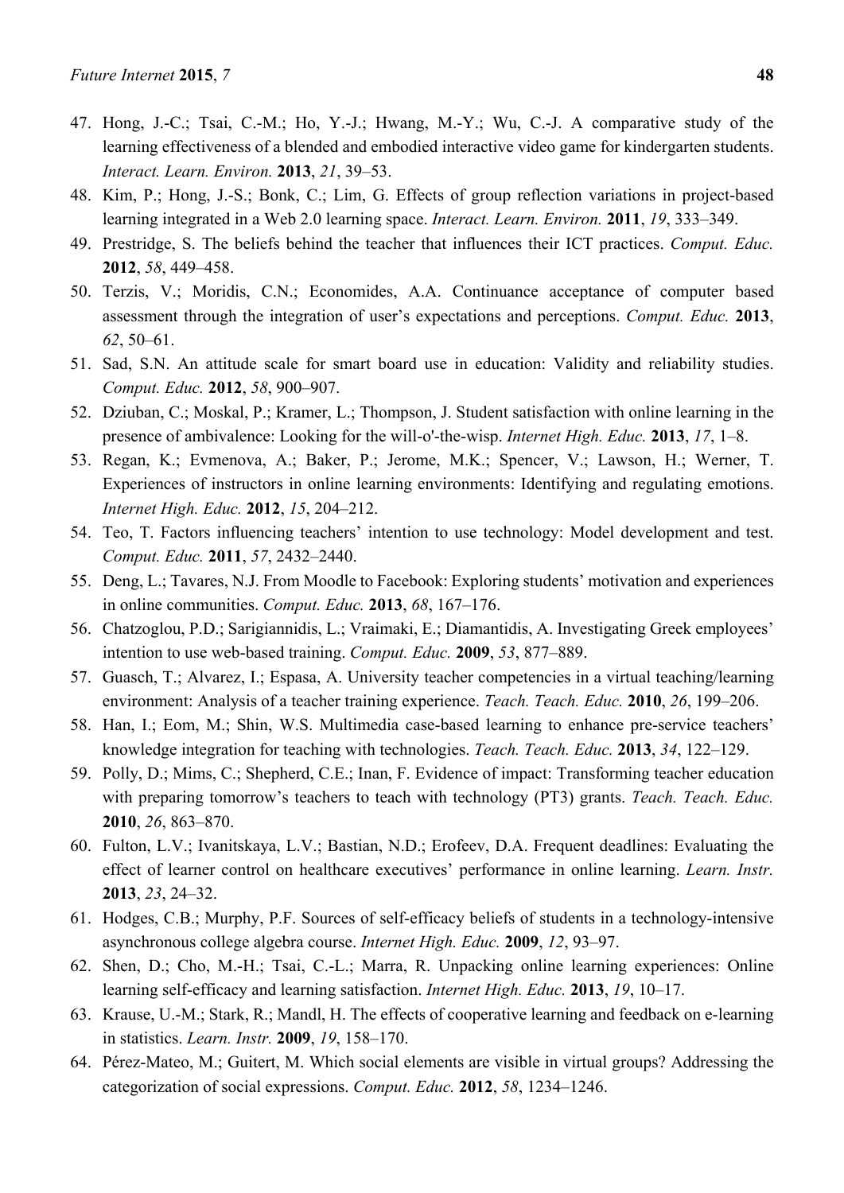47. Hong, J.-C.; Tsai, C.-M.; Ho, Y.-J.; Hwang, M.-Y.; Wu, C.-J. A comparative study of the learning effectiveness of a blended and embodied interactive video game for kindergarten students. *Interact. Learn. Environ.* **2013**, *21*, 39–53.
48. Kim, P.; Hong, J.-S.; Bonk, C.; Lim, G. Effects of group reflection variations in project-based learning integrated in a Web 2.0 learning space. *Interact. Learn. Environ.* **2011**, *19*, 333–349.
49. Prestridge, S. The beliefs behind the teacher that influences their ICT practices. *Comput. Educ.* **2012**, *58*, 449–458.
50. Terzis, V.; Moridis, C.N.; Economides, A.A. Continuance acceptance of computer based assessment through the integration of user's expectations and perceptions. *Comput. Educ.* **2013**, *62*, 50–61.
51. Sad, S.N. An attitude scale for smart board use in education: Validity and reliability studies. *Comput. Educ.* **2012**, *58*, 900–907.
52. Dziuban, C.; Moskal, P.; Kramer, L.; Thompson, J. Student satisfaction with online learning in the presence of ambivalence: Looking for the will-o'-the-wisp. *Internet High. Educ.* **2013**, *17*, 1–8.
53. Regan, K.; Evmenova, A.; Baker, P.; Jerome, M.K.; Spencer, V.; Lawson, H.; Werner, T. Experiences of instructors in online learning environments: Identifying and regulating emotions. *Internet High. Educ.* **2012**, *15*, 204–212.
54. Teo, T. Factors influencing teachers' intention to use technology: Model development and test. *Comput. Educ.* **2011**, *57*, 2432–2440.
55. Deng, L.; Tavares, N.J. From Moodle to Facebook: Exploring students' motivation and experiences in online communities. *Comput. Educ.* **2013**, *68*, 167–176.
56. Chatzoglou, P.D.; Sarigiannidis, L.; Vraimaki, E.; Diamantidis, A. Investigating Greek employees' intention to use web-based training. *Comput. Educ.* **2009**, *53*, 877–889.
57. Guasch, T.; Alvarez, I.; Espasa, A. University teacher competencies in a virtual teaching/learning environment: Analysis of a teacher training experience. *Teach. Teach. Educ.* **2010**, *26*, 199–206.
58. Han, I.; Eom, M.; Shin, W.S. Multimedia case-based learning to enhance pre-service teachers' knowledge integration for teaching with technologies. *Teach. Teach. Educ.* **2013**, *34*, 122–129.
59. Polly, D.; Mims, C.; Shepherd, C.E.; Inan, F. Evidence of impact: Transforming teacher education with preparing tomorrow's teachers to teach with technology (PT3) grants. *Teach. Teach. Educ.* **2010**, *26*, 863–870.
60. Fulton, L.V.; Ivanitskaya, L.V.; Bastian, N.D.; Erofeev, D.A. Frequent deadlines: Evaluating the effect of learner control on healthcare executives' performance in online learning. *Learn. Instr.* **2013**, *23*, 24–32.
61. Hodges, C.B.; Murphy, P.F. Sources of self-efficacy beliefs of students in a technology-intensive asynchronous college algebra course. *Internet High. Educ.* **2009**, *12*, 93–97.
62. Shen, D.; Cho, M.-H.; Tsai, C.-L.; Marra, R. Unpacking online learning experiences: Online learning self-efficacy and learning satisfaction. *Internet High. Educ.* **2013**, *19*, 10–17.
63. Krause, U.-M.; Stark, R.; Mandl, H. The effects of cooperative learning and feedback on e-learning in statistics. *Learn. Instr.* **2009**, *19*, 158–170.
64. Pérez-Mateo, M.; Guitert, M. Which social elements are visible in virtual groups? Addressing the categorization of social expressions. *Comput. Educ.* **2012**, *58*, 1234–1246.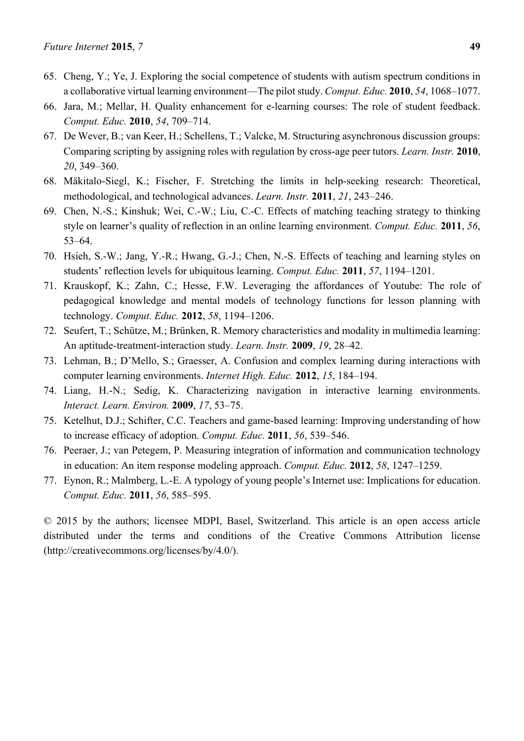65. Cheng, Y.; Ye, J. Exploring the social competence of students with autism spectrum conditions in a collaborative virtual learning environment—The pilot study. *Comput. Educ.* **2010**, *54*, 1068–1077.
66. Jara, M.; Mellar, H. Quality enhancement for e-learning courses: The role of student feedback. *Comput. Educ.* **2010**, *54*, 709–714.
67. De Wever, B.; van Keer, H.; Schellens, T.; Valcke, M. Structuring asynchronous discussion groups: Comparing scripting by assigning roles with regulation by cross-age peer tutors. *Learn. Instr.* **2010**, *20*, 349–360.
68. Mäkitalo-Siegl, K.; Fischer, F. Stretching the limits in help-seeking research: Theoretical, methodological, and technological advances. *Learn. Instr.* **2011**, *21*, 243–246.
69. Chen, N.-S.; Kinshuk; Wei, C.-W.; Liu, C.-C. Effects of matching teaching strategy to thinking style on learner's quality of reflection in an online learning environment. *Comput. Educ.* **2011**, *56*, 53–64.
70. Hsieh, S.-W.; Jang, Y.-R.; Hwang, G.-J.; Chen, N.-S. Effects of teaching and learning styles on students' reflection levels for ubiquitous learning. *Comput. Educ.* **2011**, *57*, 1194–1201.
71. Krauskopf, K.; Zahn, C.; Hesse, F.W. Leveraging the affordances of Youtube: The role of pedagogical knowledge and mental models of technology functions for lesson planning with technology. *Comput. Educ.* **2012**, *58*, 1194–1206.
72. Seufert, T.; Schütze, M.; Brünken, R. Memory characteristics and modality in multimedia learning: An aptitude-treatment-interaction study. *Learn. Instr.* **2009**, *19*, 28–42.
73. Lehman, B.; D'Mello, S.; Graesser, A. Confusion and complex learning during interactions with computer learning environments. *Internet High. Educ.* **2012**, *15*, 184–194.
74. Liang, H.-N.; Sedig, K. Characterizing navigation in interactive learning environments. *Interact. Learn. Environ.* **2009**, *17*, 53–75.
75. Ketelhut, D.J.; Schifter, C.C. Teachers and game-based learning: Improving understanding of how to increase efficacy of adoption. *Comput. Educ.* **2011**, *56*, 539–546.
76. Peeraer, J.; van Petegem, P. Measuring integration of information and communication technology in education: An item response modeling approach. *Comput. Educ.* **2012**, *58*, 1247–1259.
77. Eynon, R.; Malmberg, L.-E. A typology of young people's Internet use: Implications for education. *Comput. Educ.* **2011**, *56*, 585–595.

© 2015 by the authors; licensee MDPI, Basel, Switzerland. This article is an open access article distributed under the terms and conditions of the Creative Commons Attribution license (http://creativecommons.org/licenses/by/4.0/).